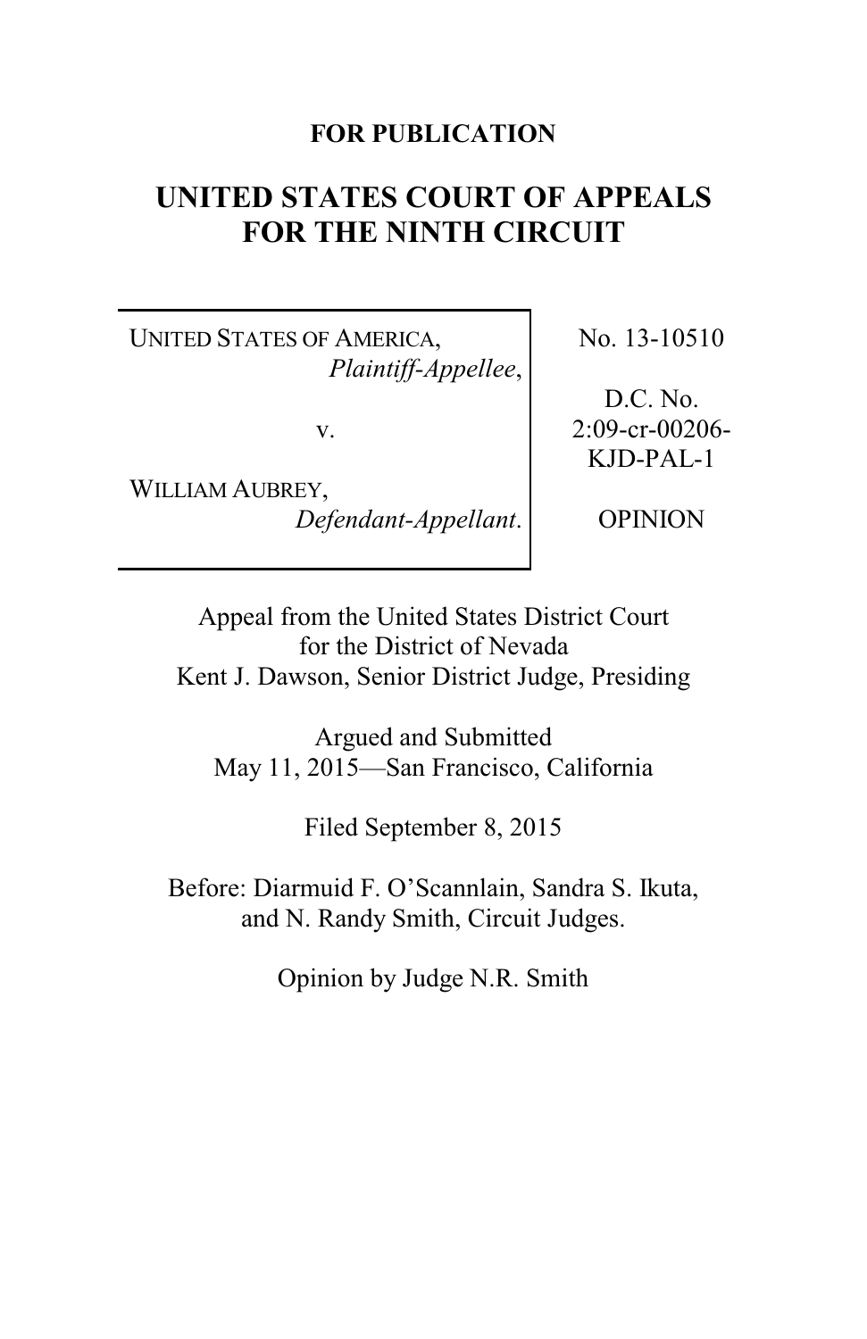**FOR PUBLICATION**

# UNITED STATES COURT OF APPEALS FOR THE NINTH CIRCUIT

| | |
|---|---|
| UNITED STATES OF AMERICA, *Plaintiff-Appellee*, v. WILLIAM AUBREY, *Defendant-Appellant*. | No. 13-10510 D.C. No. 2:09-cr-00206-KJD-PAL-1 OPINION |

Appeal from the United States District Court
for the District of Nevada
Kent J. Dawson, Senior District Judge, Presiding

Argued and Submitted
May 11, 2015—San Francisco, California

Filed September 8, 2015

Before: Diarmuid F. O'Scannlain, Sandra S. Ikuta,
and N. Randy Smith, Circuit Judges.

Opinion by Judge N.R. Smith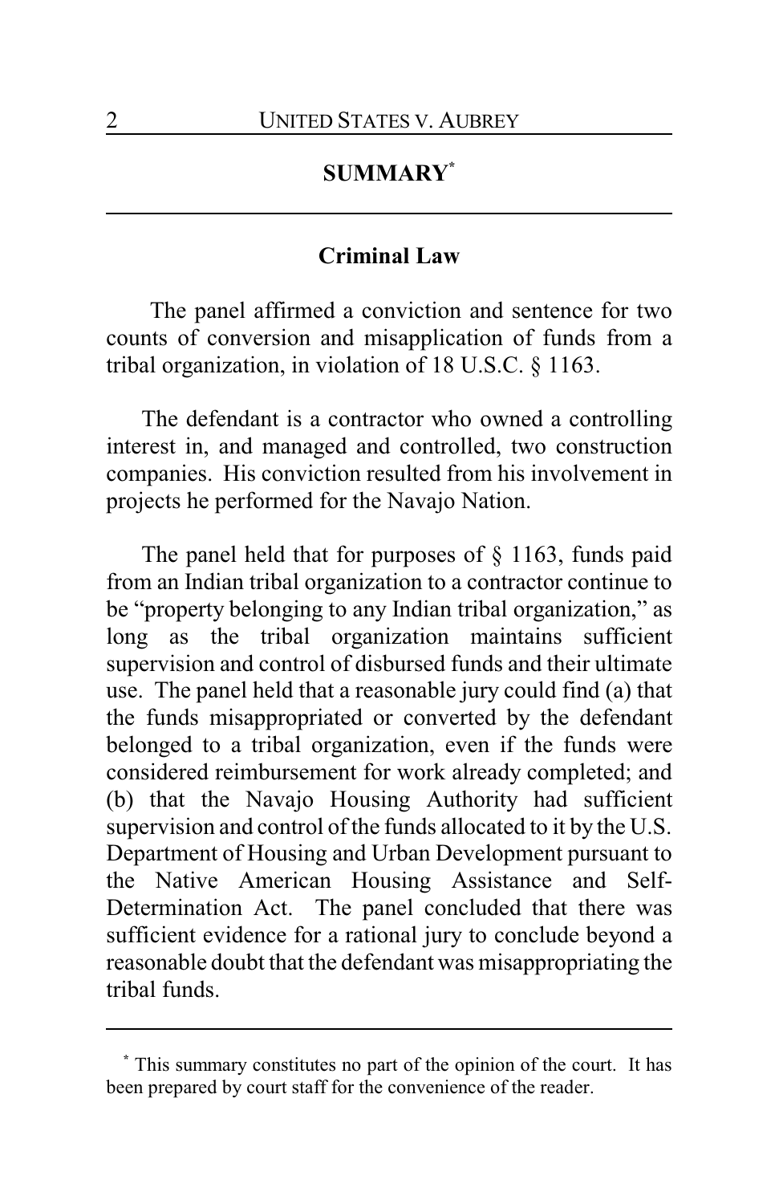## SUMMARY[*]

### Criminal Law

The panel affirmed a conviction and sentence for two counts of conversion and misapplication of funds from a tribal organization, in violation of 18 U.S.C. § 1163.

The defendant is a contractor who owned a controlling interest in, and managed and controlled, two construction companies. His conviction resulted from his involvement in projects he performed for the Navajo Nation.

The panel held that for purposes of § 1163, funds paid from an Indian tribal organization to a contractor continue to be "property belonging to any Indian tribal organization," as long as the tribal organization maintains sufficient supervision and control of disbursed funds and their ultimate use. The panel held that a reasonable jury could find (a) that the funds misappropriated or converted by the defendant belonged to a tribal organization, even if the funds were considered reimbursement for work already completed; and (b) that the Navajo Housing Authority had sufficient supervision and control of the funds allocated to it by the U.S. Department of Housing and Urban Development pursuant to the Native American Housing Assistance and Self-Determination Act. The panel concluded that there was sufficient evidence for a rational jury to conclude beyond a reasonable doubt that the defendant was misappropriating the tribal funds.

---

[*] This summary constitutes no part of the opinion of the court. It has been prepared by court staff for the convenience of the reader.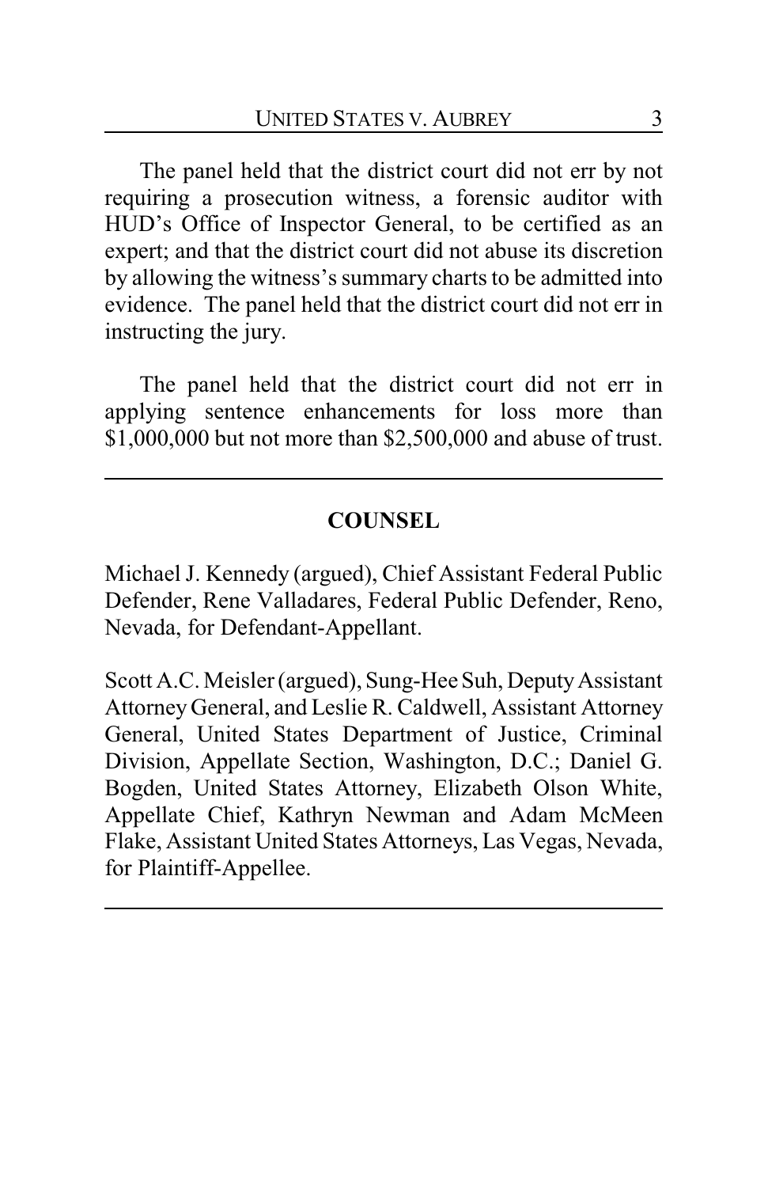The panel held that the district court did not err by not requiring a prosecution witness, a forensic auditor with HUD's Office of Inspector General, to be certified as an expert; and that the district court did not abuse its discretion by allowing the witness's summary charts to be admitted into evidence. The panel held that the district court did not err in instructing the jury.

The panel held that the district court did not err in applying sentence enhancements for loss more than $1,000,000 but not more than $2,500,000 and abuse of trust.

---

## COUNSEL

Michael J. Kennedy (argued), Chief Assistant Federal Public Defender, Rene Valladares, Federal Public Defender, Reno, Nevada, for Defendant-Appellant.

Scott A.C. Meisler (argued), Sung-Hee Suh, Deputy Assistant Attorney General, and Leslie R. Caldwell, Assistant Attorney General, United States Department of Justice, Criminal Division, Appellate Section, Washington, D.C.; Daniel G. Bogden, United States Attorney, Elizabeth Olson White, Appellate Chief, Kathryn Newman and Adam McMeen Flake, Assistant United States Attorneys, Las Vegas, Nevada, for Plaintiff-Appellee.

---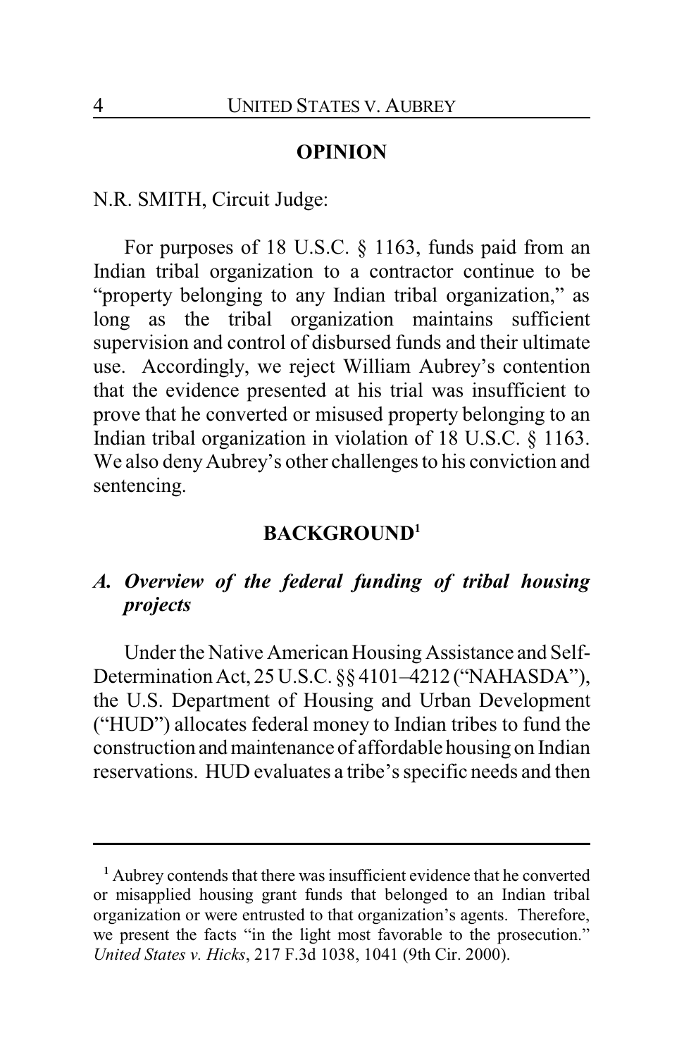## OPINION

N.R. SMITH, Circuit Judge:

For purposes of 18 U.S.C. § 1163, funds paid from an Indian tribal organization to a contractor continue to be "property belonging to any Indian tribal organization," as long as the tribal organization maintains sufficient supervision and control of disbursed funds and their ultimate use. Accordingly, we reject William Aubrey's contention that the evidence presented at his trial was insufficient to prove that he converted or misused property belonging to an Indian tribal organization in violation of 18 U.S.C. § 1163. We also deny Aubrey's other challenges to his conviction and sentencing.

## BACKGROUND[1]

### *A. Overview of the federal funding of tribal housing projects*

Under the Native American Housing Assistance and Self-Determination Act, 25 U.S.C. §§ 4101–4212 ("NAHASDA"), the U.S. Department of Housing and Urban Development ("HUD") allocates federal money to Indian tribes to fund the construction and maintenance of affordable housing on Indian reservations. HUD evaluates a tribe's specific needs and then

---

[1] Aubrey contends that there was insufficient evidence that he converted or misapplied housing grant funds that belonged to an Indian tribal organization or were entrusted to that organization's agents. Therefore, we present the facts "in the light most favorable to the prosecution." *United States v. Hicks*, 217 F.3d 1038, 1041 (9th Cir. 2000).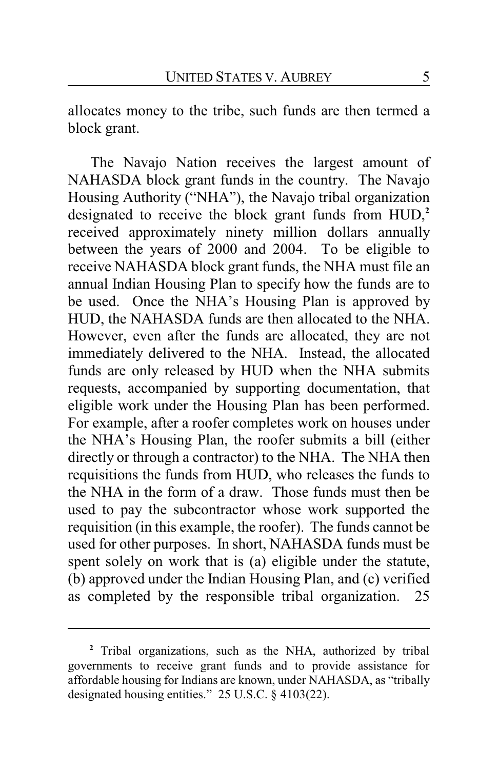allocates money to the tribe, such funds are then termed a block grant.

The Navajo Nation receives the largest amount of NAHASDA block grant funds in the country. The Navajo Housing Authority ("NHA"), the Navajo tribal organization designated to receive the block grant funds from HUD,[2] received approximately ninety million dollars annually between the years of 2000 and 2004. To be eligible to receive NAHASDA block grant funds, the NHA must file an annual Indian Housing Plan to specify how the funds are to be used. Once the NHA's Housing Plan is approved by HUD, the NAHASDA funds are then allocated to the NHA. However, even after the funds are allocated, they are not immediately delivered to the NHA. Instead, the allocated funds are only released by HUD when the NHA submits requests, accompanied by supporting documentation, that eligible work under the Housing Plan has been performed. For example, after a roofer completes work on houses under the NHA's Housing Plan, the roofer submits a bill (either directly or through a contractor) to the NHA. The NHA then requisitions the funds from HUD, who releases the funds to the NHA in the form of a draw. Those funds must then be used to pay the subcontractor whose work supported the requisition (in this example, the roofer). The funds cannot be used for other purposes. In short, NAHASDA funds must be spent solely on work that is (a) eligible under the statute, (b) approved under the Indian Housing Plan, and (c) verified as completed by the responsible tribal organization. 25

---

[2] Tribal organizations, such as the NHA, authorized by tribal governments to receive grant funds and to provide assistance for affordable housing for Indians are known, under NAHASDA, as "tribally designated housing entities." 25 U.S.C. § 4103(22).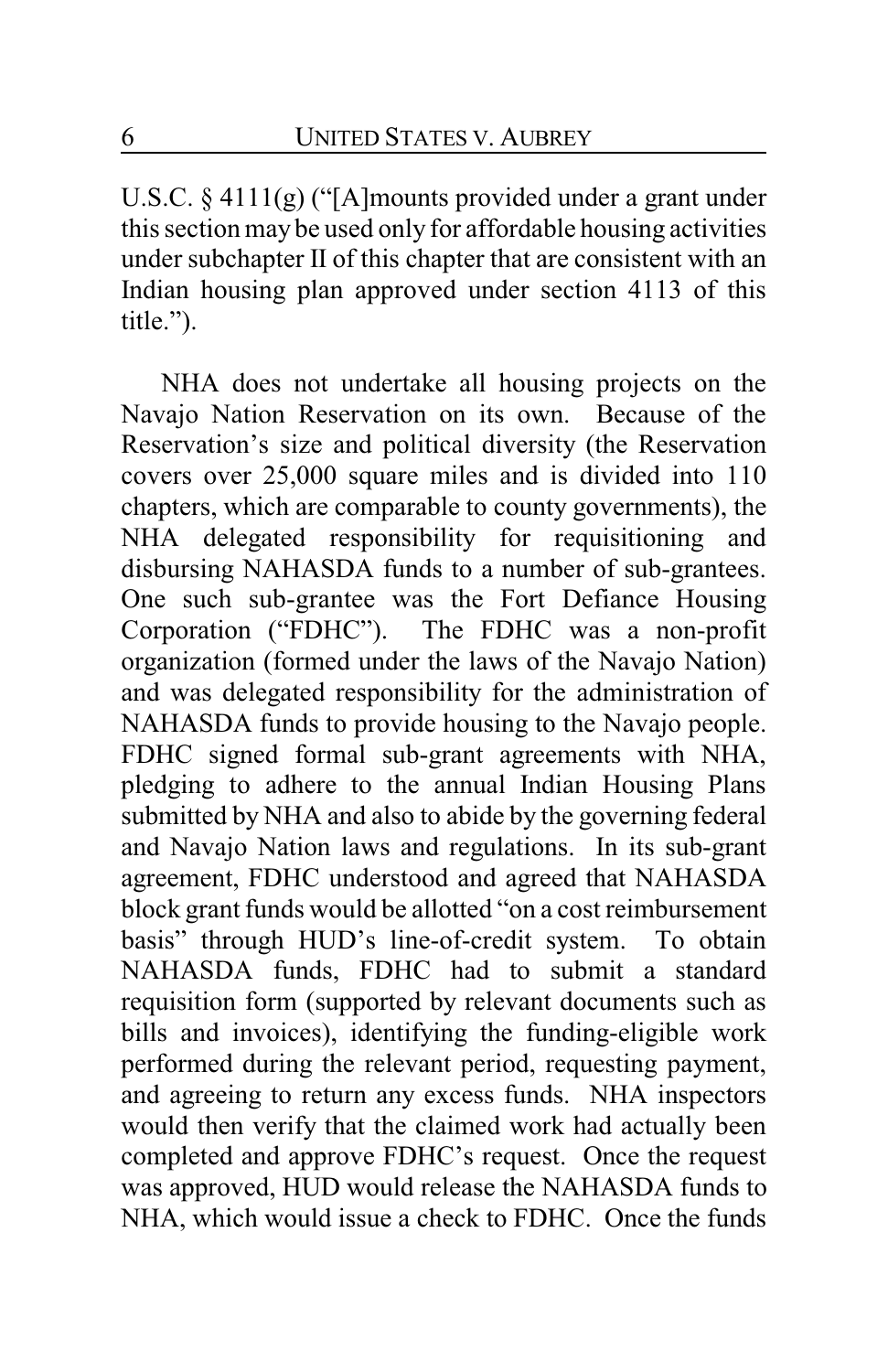U.S.C. § 4111(g) ("[A]mounts provided under a grant under this section may be used only for affordable housing activities under subchapter II of this chapter that are consistent with an Indian housing plan approved under section 4113 of this title.").

NHA does not undertake all housing projects on the Navajo Nation Reservation on its own. Because of the Reservation's size and political diversity (the Reservation covers over 25,000 square miles and is divided into 110 chapters, which are comparable to county governments), the NHA delegated responsibility for requisitioning and disbursing NAHASDA funds to a number of sub-grantees. One such sub-grantee was the Fort Defiance Housing Corporation ("FDHC"). The FDHC was a non-profit organization (formed under the laws of the Navajo Nation) and was delegated responsibility for the administration of NAHASDA funds to provide housing to the Navajo people. FDHC signed formal sub-grant agreements with NHA, pledging to adhere to the annual Indian Housing Plans submitted by NHA and also to abide by the governing federal and Navajo Nation laws and regulations. In its sub-grant agreement, FDHC understood and agreed that NAHASDA block grant funds would be allotted "on a cost reimbursement basis" through HUD's line-of-credit system. To obtain NAHASDA funds, FDHC had to submit a standard requisition form (supported by relevant documents such as bills and invoices), identifying the funding-eligible work performed during the relevant period, requesting payment, and agreeing to return any excess funds. NHA inspectors would then verify that the claimed work had actually been completed and approve FDHC's request. Once the request was approved, HUD would release the NAHASDA funds to NHA, which would issue a check to FDHC. Once the funds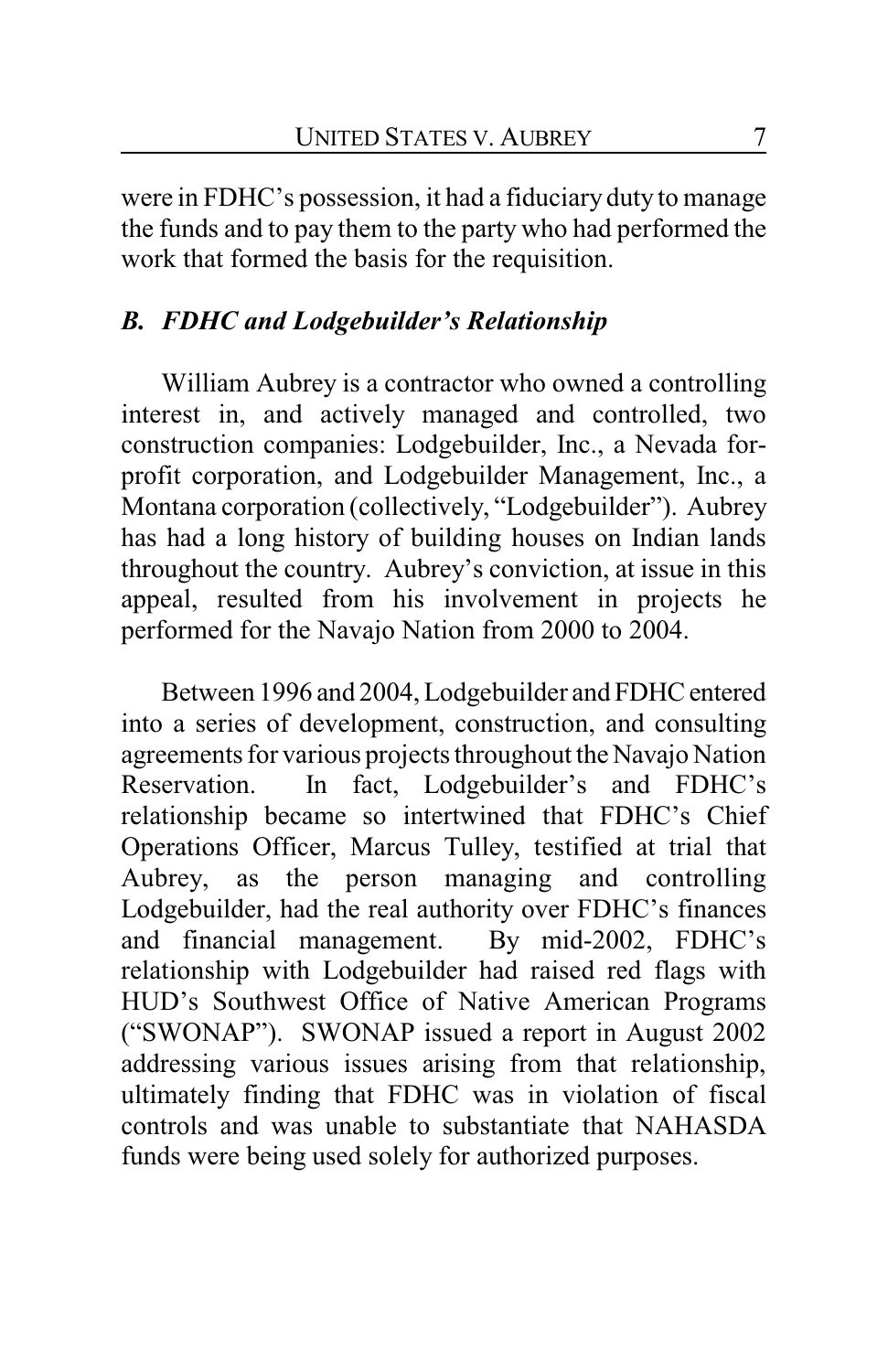were in FDHC's possession, it had a fiduciary duty to manage the funds and to pay them to the party who had performed the work that formed the basis for the requisition.

### *B. FDHC and Lodgebuilder's Relationship*

William Aubrey is a contractor who owned a controlling interest in, and actively managed and controlled, two construction companies: Lodgebuilder, Inc., a Nevada for-profit corporation, and Lodgebuilder Management, Inc., a Montana corporation (collectively, "Lodgebuilder"). Aubrey has had a long history of building houses on Indian lands throughout the country. Aubrey's conviction, at issue in this appeal, resulted from his involvement in projects he performed for the Navajo Nation from 2000 to 2004.

Between 1996 and 2004, Lodgebuilder and FDHC entered into a series of development, construction, and consulting agreements for various projects throughout the Navajo Nation Reservation. In fact, Lodgebuilder's and FDHC's relationship became so intertwined that FDHC's Chief Operations Officer, Marcus Tulley, testified at trial that Aubrey, as the person managing and controlling Lodgebuilder, had the real authority over FDHC's finances and financial management. By mid-2002, FDHC's relationship with Lodgebuilder had raised red flags with HUD's Southwest Office of Native American Programs ("SWONAP"). SWONAP issued a report in August 2002 addressing various issues arising from that relationship, ultimately finding that FDHC was in violation of fiscal controls and was unable to substantiate that NAHASDA funds were being used solely for authorized purposes.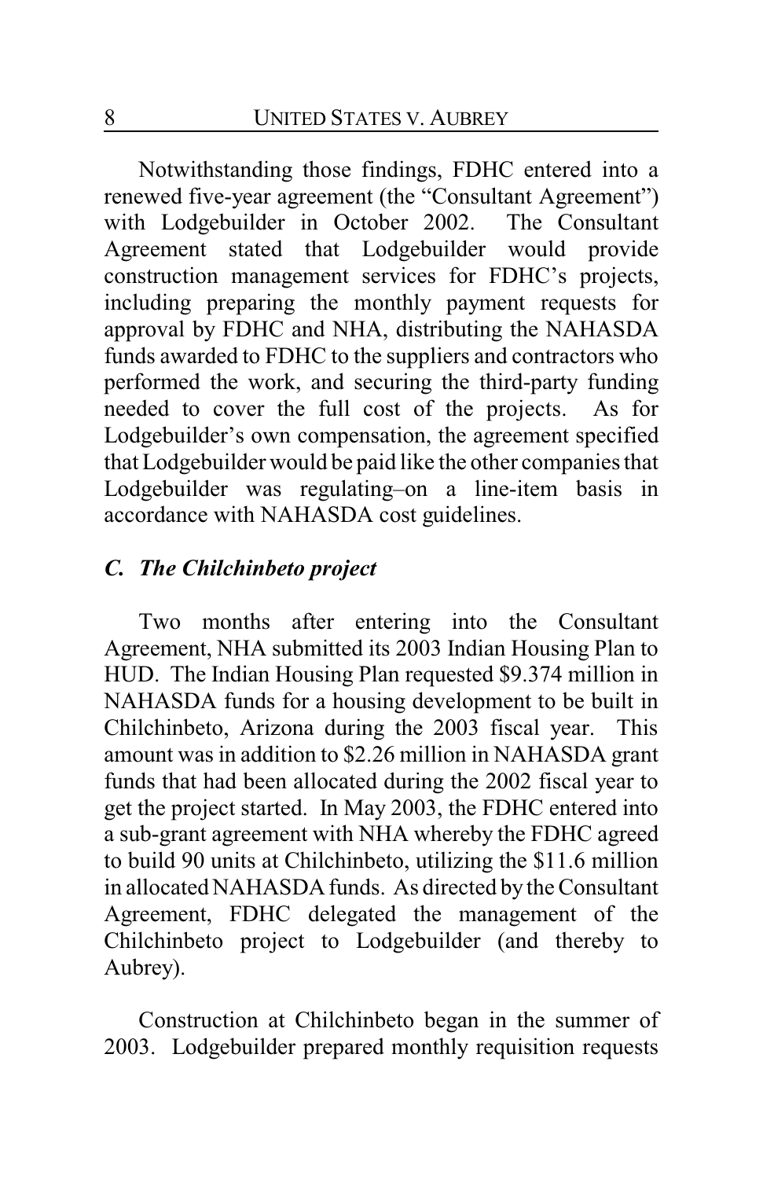Notwithstanding those findings, FDHC entered into a renewed five-year agreement (the "Consultant Agreement") with Lodgebuilder in October 2002. The Consultant Agreement stated that Lodgebuilder would provide construction management services for FDHC's projects, including preparing the monthly payment requests for approval by FDHC and NHA, distributing the NAHASDA funds awarded to FDHC to the suppliers and contractors who performed the work, and securing the third-party funding needed to cover the full cost of the projects. As for Lodgebuilder's own compensation, the agreement specified that Lodgebuilder would be paid like the other companies that Lodgebuilder was regulating–on a line-item basis in accordance with NAHASDA cost guidelines.

### *C. The Chilchinbeto project*

Two months after entering into the Consultant Agreement, NHA submitted its 2003 Indian Housing Plan to HUD. The Indian Housing Plan requested $9.374 million in NAHASDA funds for a housing development to be built in Chilchinbeto, Arizona during the 2003 fiscal year. This amount was in addition to $2.26 million in NAHASDA grant funds that had been allocated during the 2002 fiscal year to get the project started. In May 2003, the FDHC entered into a sub-grant agreement with NHA whereby the FDHC agreed to build 90 units at Chilchinbeto, utilizing the $11.6 million in allocated NAHASDA funds. As directed by the Consultant Agreement, FDHC delegated the management of the Chilchinbeto project to Lodgebuilder (and thereby to Aubrey).

Construction at Chilchinbeto began in the summer of 2003. Lodgebuilder prepared monthly requisition requests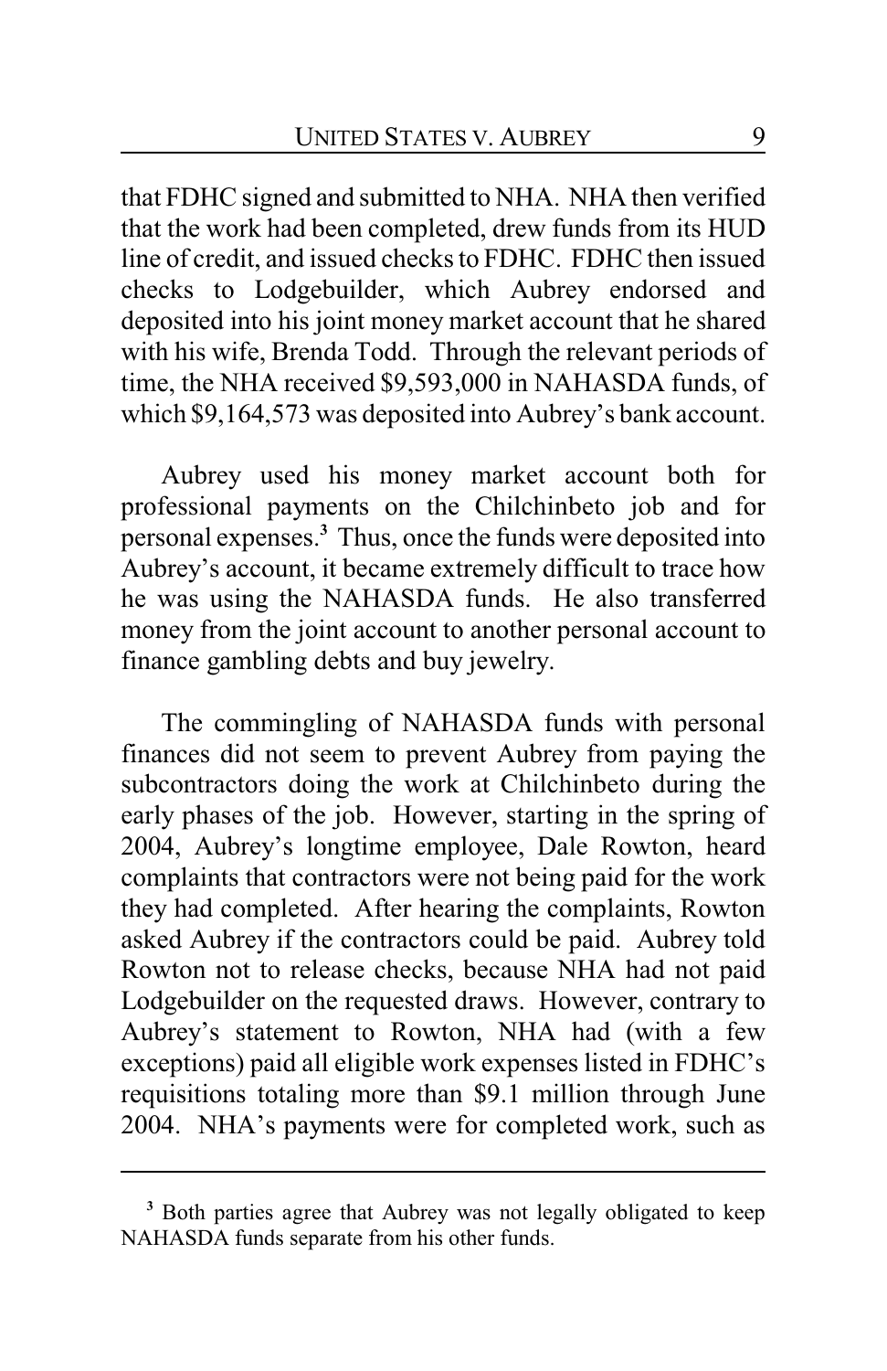that FDHC signed and submitted to NHA. NHA then verified that the work had been completed, drew funds from its HUD line of credit, and issued checks to FDHC. FDHC then issued checks to Lodgebuilder, which Aubrey endorsed and deposited into his joint money market account that he shared with his wife, Brenda Todd. Through the relevant periods of time, the NHA received $9,593,000 in NAHASDA funds, of which $9,164,573 was deposited into Aubrey's bank account.

Aubrey used his money market account both for professional payments on the Chilchinbeto job and for personal expenses.[3] Thus, once the funds were deposited into Aubrey's account, it became extremely difficult to trace how he was using the NAHASDA funds. He also transferred money from the joint account to another personal account to finance gambling debts and buy jewelry.

The commingling of NAHASDA funds with personal finances did not seem to prevent Aubrey from paying the subcontractors doing the work at Chilchinbeto during the early phases of the job. However, starting in the spring of 2004, Aubrey's longtime employee, Dale Rowton, heard complaints that contractors were not being paid for the work they had completed. After hearing the complaints, Rowton asked Aubrey if the contractors could be paid. Aubrey told Rowton not to release checks, because NHA had not paid Lodgebuilder on the requested draws. However, contrary to Aubrey's statement to Rowton, NHA had (with a few exceptions) paid all eligible work expenses listed in FDHC's requisitions totaling more than $9.1 million through June 2004. NHA's payments were for completed work, such as

[3] Both parties agree that Aubrey was not legally obligated to keep NAHASDA funds separate from his other funds.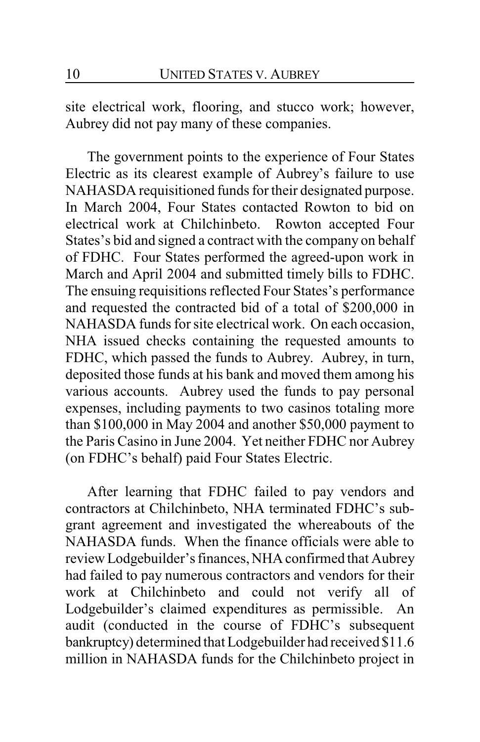site electrical work, flooring, and stucco work; however, Aubrey did not pay many of these companies.

The government points to the experience of Four States Electric as its clearest example of Aubrey's failure to use NAHASDA requisitioned funds for their designated purpose. In March 2004, Four States contacted Rowton to bid on electrical work at Chilchinbeto. Rowton accepted Four States's bid and signed a contract with the company on behalf of FDHC. Four States performed the agreed-upon work in March and April 2004 and submitted timely bills to FDHC. The ensuing requisitions reflected Four States's performance and requested the contracted bid of a total of $200,000 in NAHASDA funds for site electrical work. On each occasion, NHA issued checks containing the requested amounts to FDHC, which passed the funds to Aubrey. Aubrey, in turn, deposited those funds at his bank and moved them among his various accounts. Aubrey used the funds to pay personal expenses, including payments to two casinos totaling more than $100,000 in May 2004 and another $50,000 payment to the Paris Casino in June 2004. Yet neither FDHC nor Aubrey (on FDHC's behalf) paid Four States Electric.

After learning that FDHC failed to pay vendors and contractors at Chilchinbeto, NHA terminated FDHC's sub-grant agreement and investigated the whereabouts of the NAHASDA funds. When the finance officials were able to review Lodgebuilder's finances, NHA confirmed that Aubrey had failed to pay numerous contractors and vendors for their work at Chilchinbeto and could not verify all of Lodgebuilder's claimed expenditures as permissible. An audit (conducted in the course of FDHC's subsequent bankruptcy) determined that Lodgebuilder had received $11.6 million in NAHASDA funds for the Chilchinbeto project in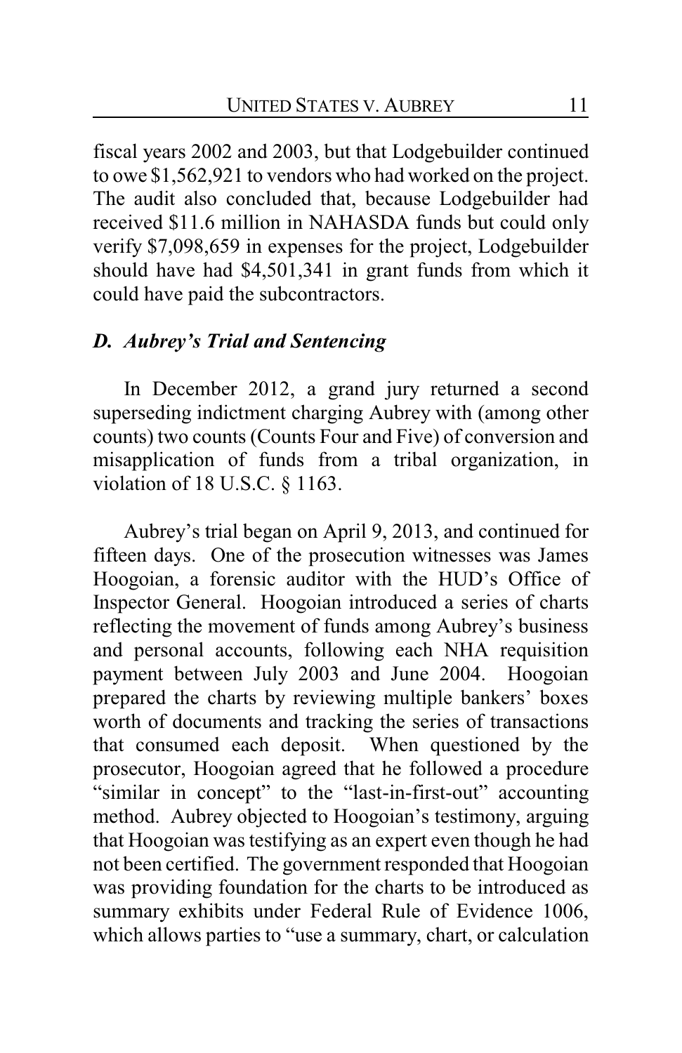fiscal years 2002 and 2003, but that Lodgebuilder continued to owe $1,562,921 to vendors who had worked on the project. The audit also concluded that, because Lodgebuilder had received $11.6 million in NAHASDA funds but could only verify $7,098,659 in expenses for the project, Lodgebuilder should have had $4,501,341 in grant funds from which it could have paid the subcontractors.

### *D. Aubrey's Trial and Sentencing*

In December 2012, a grand jury returned a second superseding indictment charging Aubrey with (among other counts) two counts (Counts Four and Five) of conversion and misapplication of funds from a tribal organization, in violation of 18 U.S.C. § 1163.

Aubrey's trial began on April 9, 2013, and continued for fifteen days. One of the prosecution witnesses was James Hoogoian, a forensic auditor with the HUD's Office of Inspector General. Hoogoian introduced a series of charts reflecting the movement of funds among Aubrey's business and personal accounts, following each NHA requisition payment between July 2003 and June 2004. Hoogoian prepared the charts by reviewing multiple bankers' boxes worth of documents and tracking the series of transactions that consumed each deposit. When questioned by the prosecutor, Hoogoian agreed that he followed a procedure "similar in concept" to the "last-in-first-out" accounting method. Aubrey objected to Hoogoian's testimony, arguing that Hoogoian was testifying as an expert even though he had not been certified. The government responded that Hoogoian was providing foundation for the charts to be introduced as summary exhibits under Federal Rule of Evidence 1006, which allows parties to "use a summary, chart, or calculation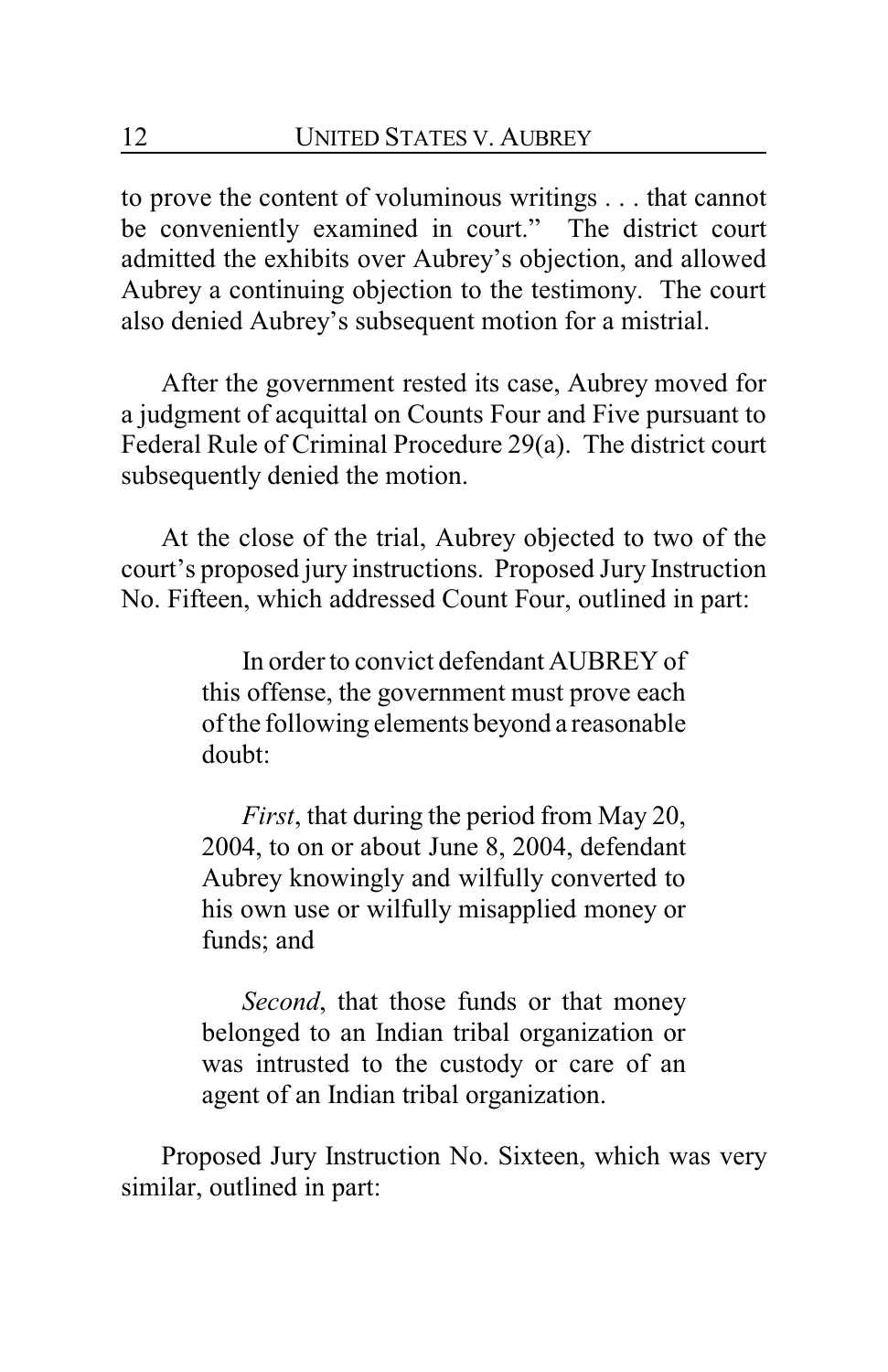to prove the content of voluminous writings . . . that cannot be conveniently examined in court." The district court admitted the exhibits over Aubrey's objection, and allowed Aubrey a continuing objection to the testimony. The court also denied Aubrey's subsequent motion for a mistrial.

After the government rested its case, Aubrey moved for a judgment of acquittal on Counts Four and Five pursuant to Federal Rule of Criminal Procedure 29(a). The district court subsequently denied the motion.

At the close of the trial, Aubrey objected to two of the court's proposed jury instructions. Proposed Jury Instruction No. Fifteen, which addressed Count Four, outlined in part:

> In order to convict defendant AUBREY of this offense, the government must prove each of the following elements beyond a reasonable doubt:
>
> *First*, that during the period from May 20, 2004, to on or about June 8, 2004, defendant Aubrey knowingly and wilfully converted to his own use or wilfully misapplied money or funds; and
>
> *Second*, that those funds or that money belonged to an Indian tribal organization or was intrusted to the custody or care of an agent of an Indian tribal organization.

Proposed Jury Instruction No. Sixteen, which was very similar, outlined in part: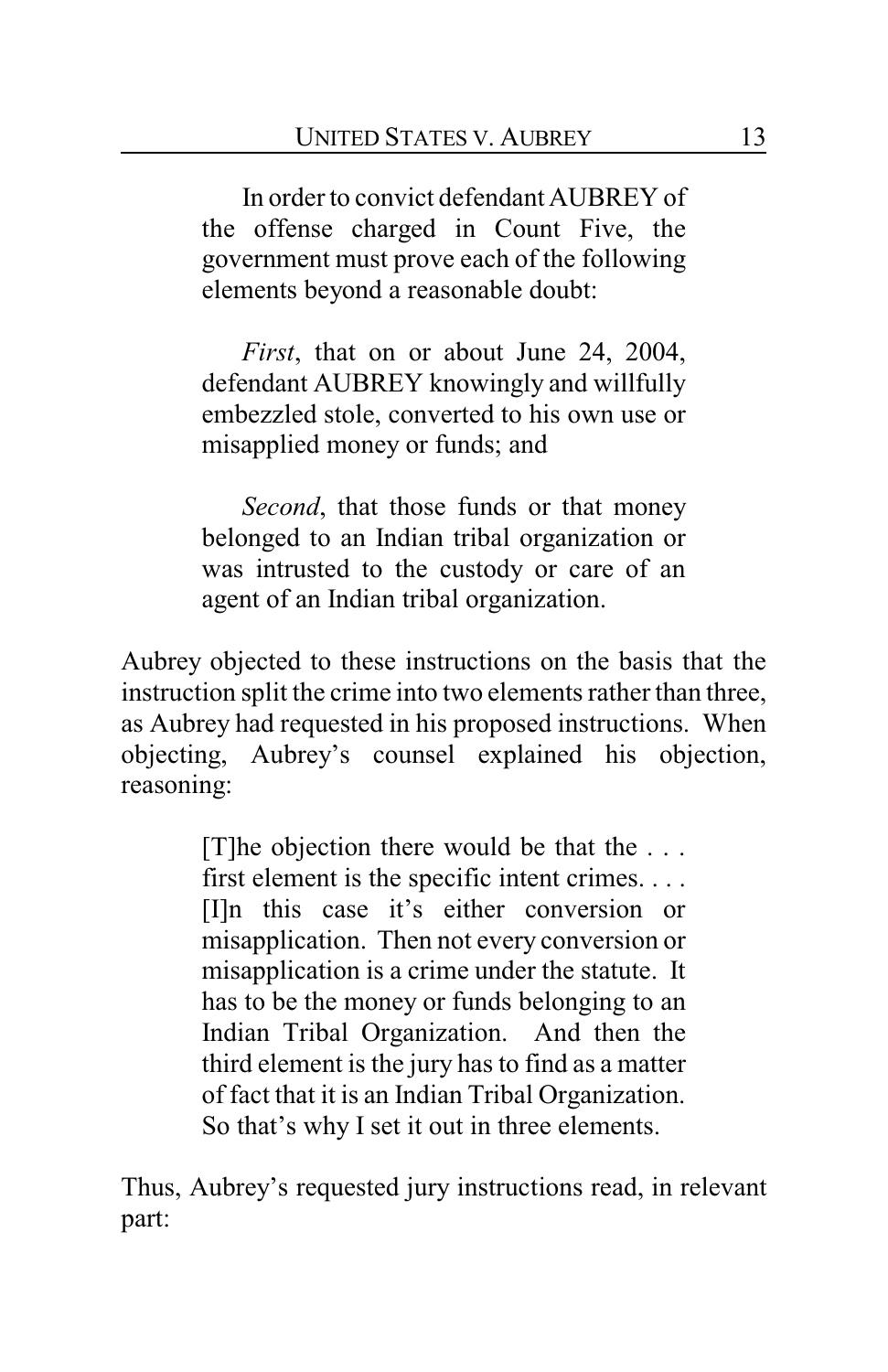> In order to convict defendant AUBREY of the offense charged in Count Five, the government must prove each of the following elements beyond a reasonable doubt:
>
> *First*, that on or about June 24, 2004, defendant AUBREY knowingly and willfully embezzled stole, converted to his own use or misapplied money or funds; and
>
> *Second*, that those funds or that money belonged to an Indian tribal organization or was intrusted to the custody or care of an agent of an Indian tribal organization.

Aubrey objected to these instructions on the basis that the instruction split the crime into two elements rather than three, as Aubrey had requested in his proposed instructions. When objecting, Aubrey's counsel explained his objection, reasoning:

> [T]he objection there would be that the . . . first element is the specific intent crimes. . . . [I]n this case it's either conversion or misapplication. Then not every conversion or misapplication is a crime under the statute. It has to be the money or funds belonging to an Indian Tribal Organization. And then the third element is the jury has to find as a matter of fact that it is an Indian Tribal Organization. So that's why I set it out in three elements.

Thus, Aubrey's requested jury instructions read, in relevant part: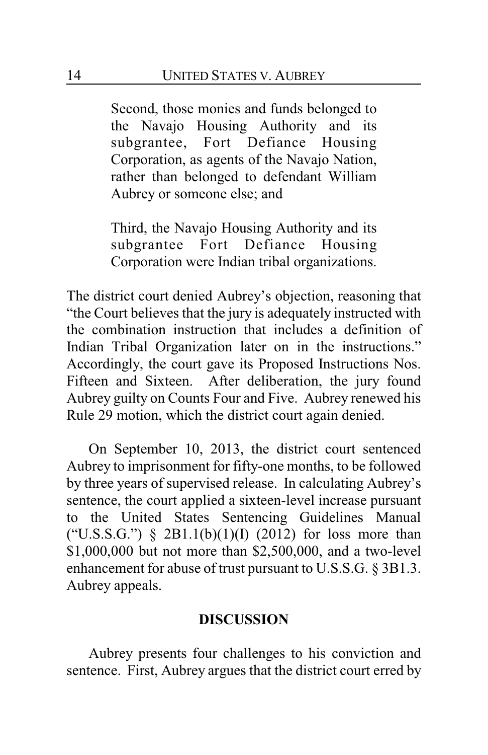> Second, those monies and funds belonged to the Navajo Housing Authority and its subgrantee, Fort Defiance Housing Corporation, as agents of the Navajo Nation, rather than belonged to defendant William Aubrey or someone else; and
>
> Third, the Navajo Housing Authority and its subgrantee Fort Defiance Housing Corporation were Indian tribal organizations.

The district court denied Aubrey's objection, reasoning that "the Court believes that the jury is adequately instructed with the combination instruction that includes a definition of Indian Tribal Organization later on in the instructions." Accordingly, the court gave its Proposed Instructions Nos. Fifteen and Sixteen. After deliberation, the jury found Aubrey guilty on Counts Four and Five. Aubrey renewed his Rule 29 motion, which the district court again denied.

On September 10, 2013, the district court sentenced Aubrey to imprisonment for fifty-one months, to be followed by three years of supervised release. In calculating Aubrey's sentence, the court applied a sixteen-level increase pursuant to the United States Sentencing Guidelines Manual ("U.S.S.G.") § 2B1.1(b)(1)(I) (2012) for loss more than $1,000,000 but not more than $2,500,000, and a two-level enhancement for abuse of trust pursuant to U.S.S.G. § 3B1.3. Aubrey appeals.

## DISCUSSION

Aubrey presents four challenges to his conviction and sentence. First, Aubrey argues that the district court erred by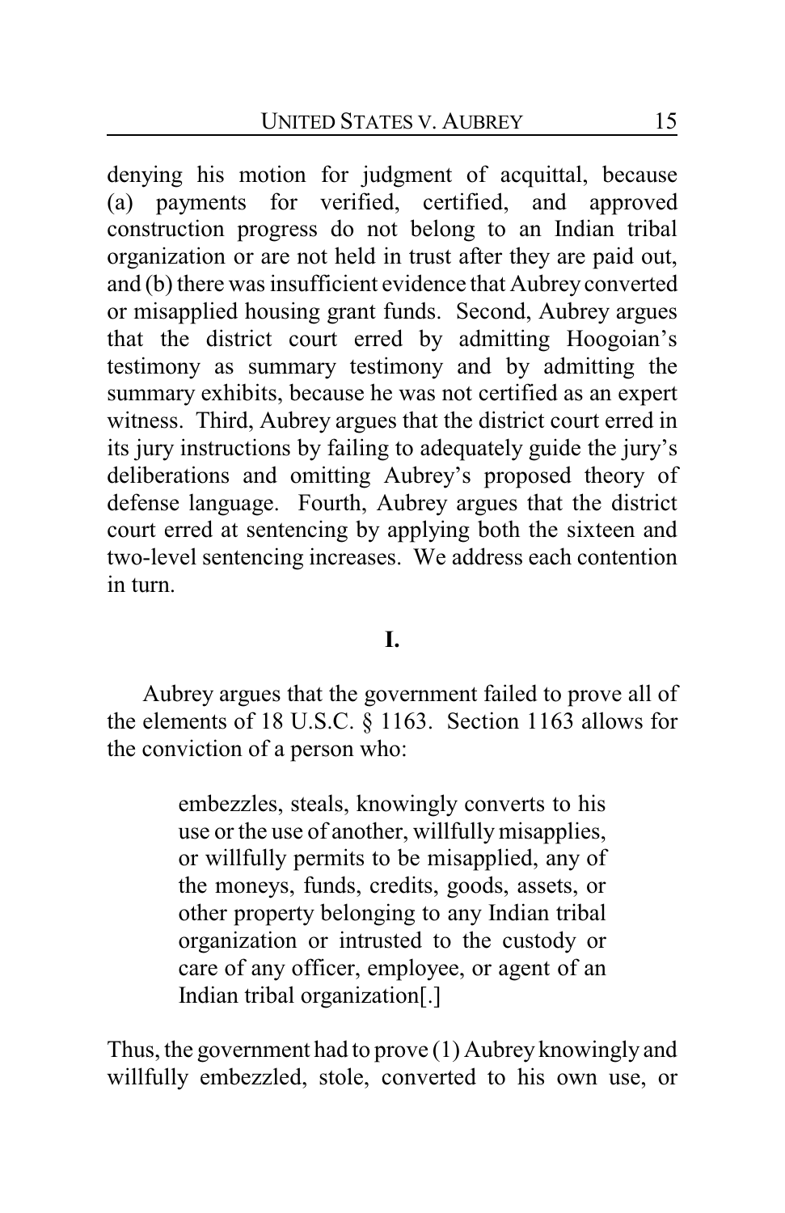denying his motion for judgment of acquittal, because (a) payments for verified, certified, and approved construction progress do not belong to an Indian tribal organization or are not held in trust after they are paid out, and (b) there was insufficient evidence that Aubrey converted or misapplied housing grant funds. Second, Aubrey argues that the district court erred by admitting Hoogoian's testimony as summary testimony and by admitting the summary exhibits, because he was not certified as an expert witness. Third, Aubrey argues that the district court erred in its jury instructions by failing to adequately guide the jury's deliberations and omitting Aubrey's proposed theory of defense language. Fourth, Aubrey argues that the district court erred at sentencing by applying both the sixteen and two-level sentencing increases. We address each contention in turn.

## I.

Aubrey argues that the government failed to prove all of the elements of 18 U.S.C. § 1163. Section 1163 allows for the conviction of a person who:

> embezzles, steals, knowingly converts to his use or the use of another, willfully misapplies, or willfully permits to be misapplied, any of the moneys, funds, credits, goods, assets, or other property belonging to any Indian tribal organization or intrusted to the custody or care of any officer, employee, or agent of an Indian tribal organization[.]

Thus, the government had to prove (1) Aubrey knowingly and willfully embezzled, stole, converted to his own use, or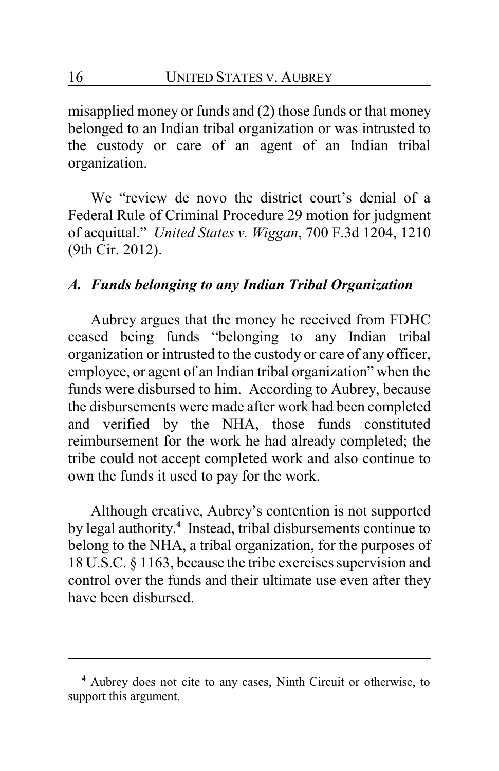misapplied money or funds and (2) those funds or that money belonged to an Indian tribal organization or was intrusted to the custody or care of an agent of an Indian tribal organization.

We "review de novo the district court's denial of a Federal Rule of Criminal Procedure 29 motion for judgment of acquittal." *United States v. Wiggan*, 700 F.3d 1204, 1210 (9th Cir. 2012).

### *A. Funds belonging to any Indian Tribal Organization*

Aubrey argues that the money he received from FDHC ceased being funds "belonging to any Indian tribal organization or intrusted to the custody or care of any officer, employee, or agent of an Indian tribal organization" when the funds were disbursed to him. According to Aubrey, because the disbursements were made after work had been completed and verified by the NHA, those funds constituted reimbursement for the work he had already completed; the tribe could not accept completed work and also continue to own the funds it used to pay for the work.

Although creative, Aubrey's contention is not supported by legal authority.[4] Instead, tribal disbursements continue to belong to the NHA, a tribal organization, for the purposes of 18 U.S.C. § 1163, because the tribe exercises supervision and control over the funds and their ultimate use even after they have been disbursed.

---

[4] Aubrey does not cite to any cases, Ninth Circuit or otherwise, to support this argument.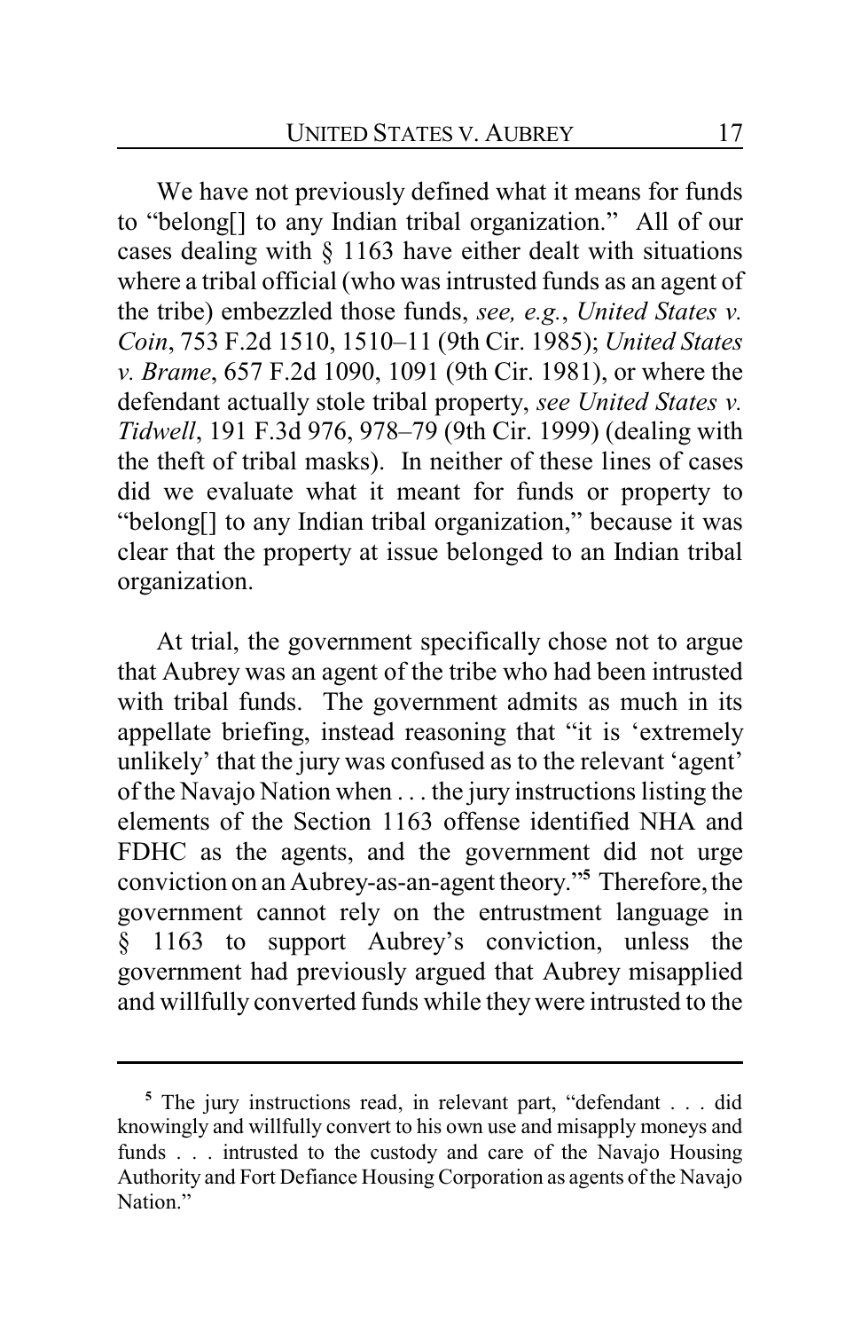We have not previously defined what it means for funds to "belong[] to any Indian tribal organization." All of our cases dealing with § 1163 have either dealt with situations where a tribal official (who was intrusted funds as an agent of the tribe) embezzled those funds, *see, e.g.*, *United States v. Coin*, 753 F.2d 1510, 1510–11 (9th Cir. 1985); *United States v. Brame*, 657 F.2d 1090, 1091 (9th Cir. 1981), or where the defendant actually stole tribal property, *see United States v. Tidwell*, 191 F.3d 976, 978–79 (9th Cir. 1999) (dealing with the theft of tribal masks). In neither of these lines of cases did we evaluate what it meant for funds or property to "belong[] to any Indian tribal organization," because it was clear that the property at issue belonged to an Indian tribal organization.

At trial, the government specifically chose not to argue that Aubrey was an agent of the tribe who had been intrusted with tribal funds. The government admits as much in its appellate briefing, instead reasoning that "it is 'extremely unlikely' that the jury was confused as to the relevant 'agent' of the Navajo Nation when . . . the jury instructions listing the elements of the Section 1163 offense identified NHA and FDHC as the agents, and the government did not urge conviction on an Aubrey-as-an-agent theory."[5] Therefore, the government cannot rely on the entrustment language in § 1163 to support Aubrey's conviction, unless the government had previously argued that Aubrey misapplied and willfully converted funds while they were intrusted to the

---

[5] The jury instructions read, in relevant part, "defendant . . . did knowingly and willfully convert to his own use and misapply moneys and funds . . . intrusted to the custody and care of the Navajo Housing Authority and Fort Defiance Housing Corporation as agents of the Navajo Nation."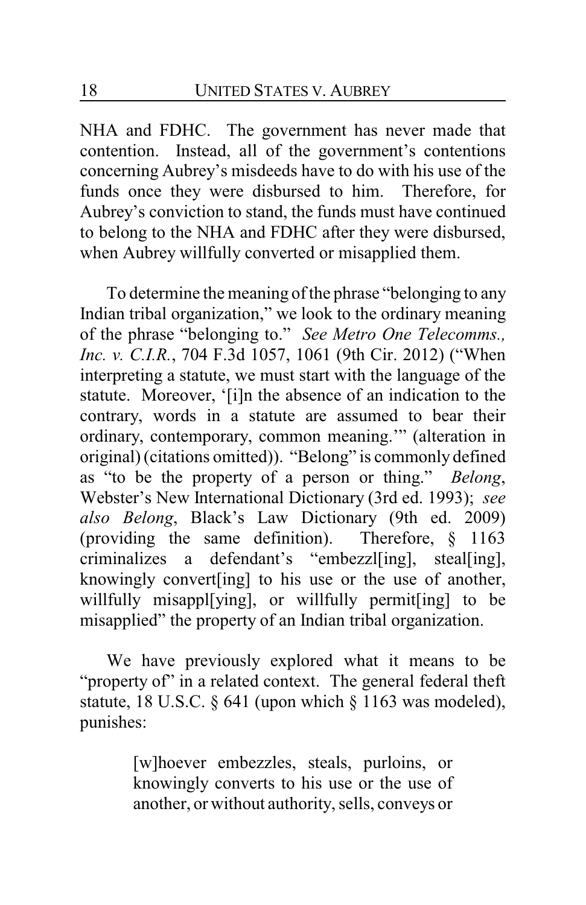NHA and FDHC. The government has never made that contention. Instead, all of the government's contentions concerning Aubrey's misdeeds have to do with his use of the funds once they were disbursed to him. Therefore, for Aubrey's conviction to stand, the funds must have continued to belong to the NHA and FDHC after they were disbursed, when Aubrey willfully converted or misapplied them.

To determine the meaning of the phrase "belonging to any Indian tribal organization," we look to the ordinary meaning of the phrase "belonging to." *See Metro One Telecomms., Inc. v. C.I.R.*, 704 F.3d 1057, 1061 (9th Cir. 2012) ("When interpreting a statute, we must start with the language of the statute. Moreover, '[i]n the absence of an indication to the contrary, words in a statute are assumed to bear their ordinary, contemporary, common meaning.'" (alteration in original) (citations omitted)). "Belong" is commonly defined as "to be the property of a person or thing." *Belong*, Webster's New International Dictionary (3rd ed. 1993); *see also Belong*, Black's Law Dictionary (9th ed. 2009) (providing the same definition). Therefore, § 1163 criminalizes a defendant's "embezzl[ing], steal[ing], knowingly convert[ing] to his use or the use of another, willfully misappl[ying], or willfully permit[ing] to be misapplied" the property of an Indian tribal organization.

We have previously explored what it means to be "property of" in a related context. The general federal theft statute, 18 U.S.C. § 641 (upon which § 1163 was modeled), punishes:

> [w]hoever embezzles, steals, purloins, or knowingly converts to his use or the use of another, or without authority, sells, conveys or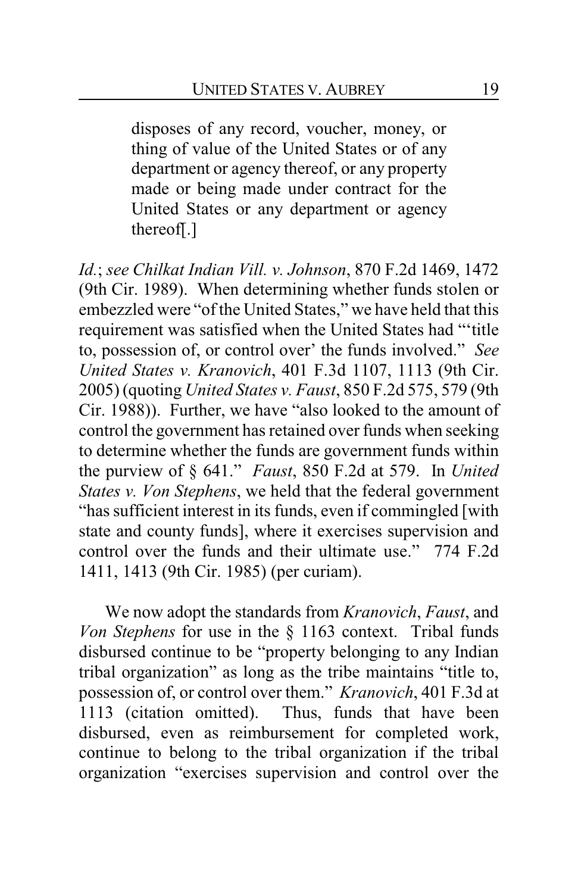> disposes of any record, voucher, money, or thing of value of the United States or of any department or agency thereof, or any property made or being made under contract for the United States or any department or agency thereof[.]

*Id.*; *see Chilkat Indian Vill. v. Johnson*, 870 F.2d 1469, 1472 (9th Cir. 1989). When determining whether funds stolen or embezzled were "of the United States," we have held that this requirement was satisfied when the United States had "'title to, possession of, or control over' the funds involved." *See United States v. Kranovich*, 401 F.3d 1107, 1113 (9th Cir. 2005) (quoting *United States v. Faust*, 850 F.2d 575, 579 (9th Cir. 1988)). Further, we have "also looked to the amount of control the government has retained over funds when seeking to determine whether the funds are government funds within the purview of § 641." *Faust*, 850 F.2d at 579. In *United States v. Von Stephens*, we held that the federal government "has sufficient interest in its funds, even if commingled [with state and county funds], where it exercises supervision and control over the funds and their ultimate use." 774 F.2d 1411, 1413 (9th Cir. 1985) (per curiam).

We now adopt the standards from *Kranovich*, *Faust*, and *Von Stephens* for use in the § 1163 context. Tribal funds disbursed continue to be "property belonging to any Indian tribal organization" as long as the tribe maintains "title to, possession of, or control over them." *Kranovich*, 401 F.3d at 1113 (citation omitted). Thus, funds that have been disbursed, even as reimbursement for completed work, continue to belong to the tribal organization if the tribal organization "exercises supervision and control over the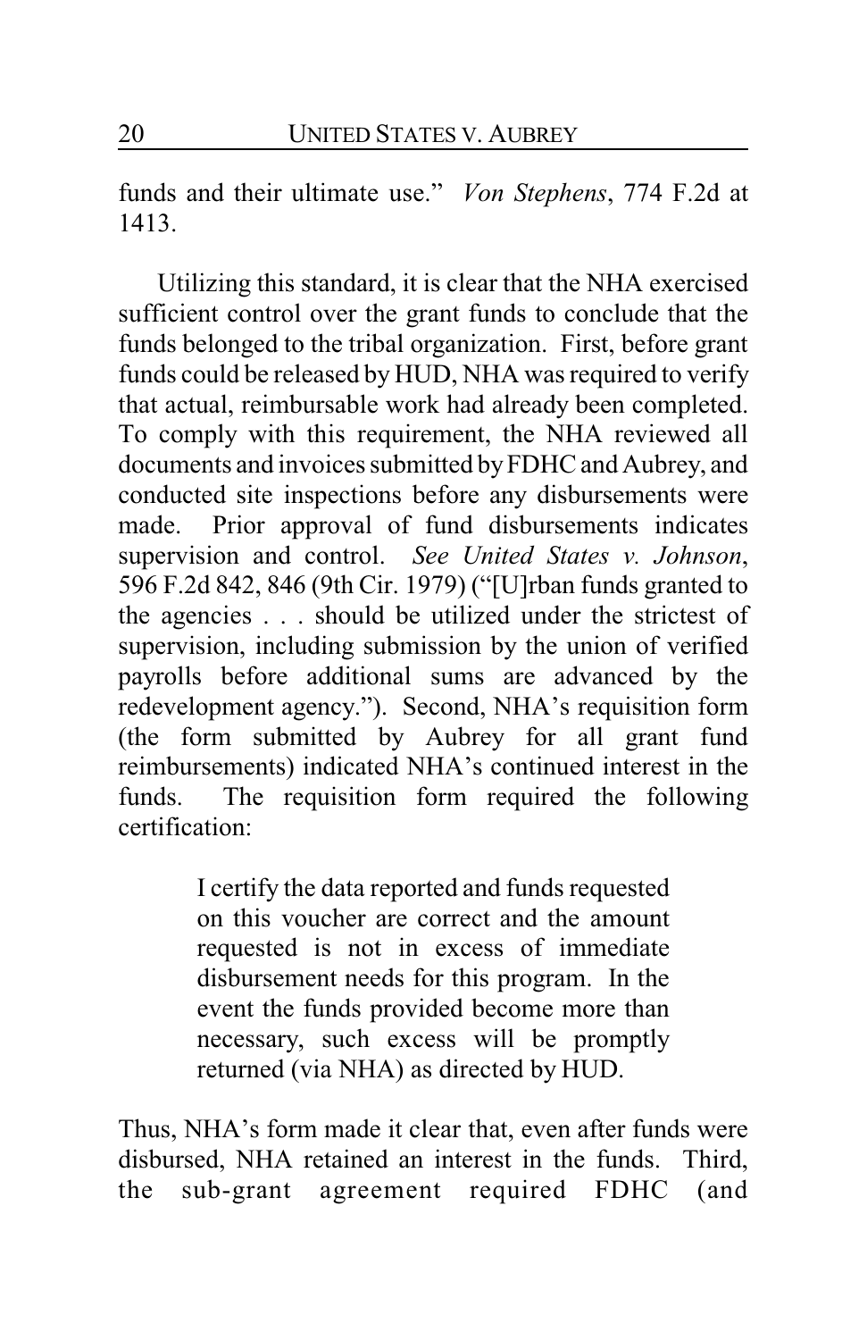funds and their ultimate use." *Von Stephens*, 774 F.2d at 1413.

Utilizing this standard, it is clear that the NHA exercised sufficient control over the grant funds to conclude that the funds belonged to the tribal organization. First, before grant funds could be released by HUD, NHA was required to verify that actual, reimbursable work had already been completed. To comply with this requirement, the NHA reviewed all documents and invoices submitted by FDHC and Aubrey, and conducted site inspections before any disbursements were made. Prior approval of fund disbursements indicates supervision and control. *See United States v. Johnson*, 596 F.2d 842, 846 (9th Cir. 1979) ("[U]rban funds granted to the agencies . . . should be utilized under the strictest of supervision, including submission by the union of verified payrolls before additional sums are advanced by the redevelopment agency."). Second, NHA's requisition form (the form submitted by Aubrey for all grant fund reimbursements) indicated NHA's continued interest in the funds. The requisition form required the following certification:

> I certify the data reported and funds requested on this voucher are correct and the amount requested is not in excess of immediate disbursement needs for this program. In the event the funds provided become more than necessary, such excess will be promptly returned (via NHA) as directed by HUD.

Thus, NHA's form made it clear that, even after funds were disbursed, NHA retained an interest in the funds. Third, the sub-grant agreement required FDHC (and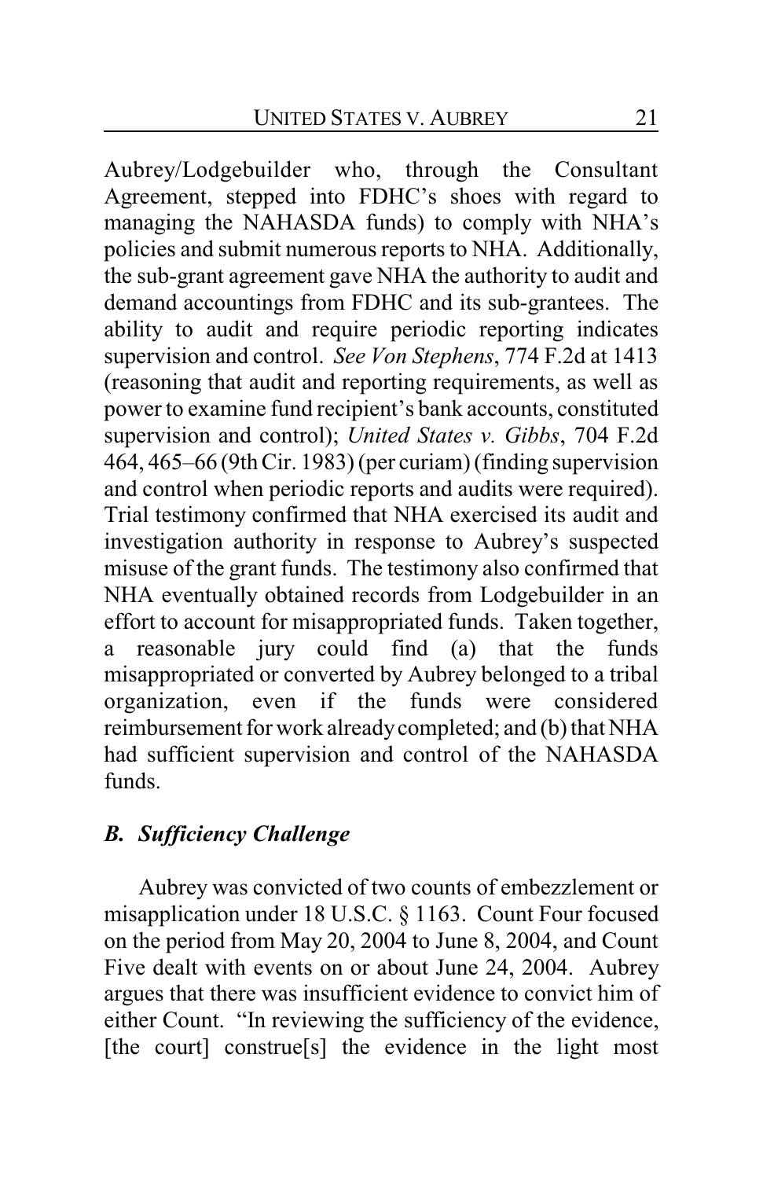Aubrey/Lodgebuilder who, through the Consultant Agreement, stepped into FDHC's shoes with regard to managing the NAHASDA funds) to comply with NHA's policies and submit numerous reports to NHA. Additionally, the sub-grant agreement gave NHA the authority to audit and demand accountings from FDHC and its sub-grantees. The ability to audit and require periodic reporting indicates supervision and control. *See Von Stephens*, 774 F.2d at 1413 (reasoning that audit and reporting requirements, as well as power to examine fund recipient's bank accounts, constituted supervision and control); *United States v. Gibbs*, 704 F.2d 464, 465–66 (9th Cir. 1983) (per curiam) (finding supervision and control when periodic reports and audits were required). Trial testimony confirmed that NHA exercised its audit and investigation authority in response to Aubrey's suspected misuse of the grant funds. The testimony also confirmed that NHA eventually obtained records from Lodgebuilder in an effort to account for misappropriated funds. Taken together, a reasonable jury could find (a) that the funds misappropriated or converted by Aubrey belonged to a tribal organization, even if the funds were considered reimbursement for work already completed; and (b) that NHA had sufficient supervision and control of the NAHASDA funds.

### *B. Sufficiency Challenge*

Aubrey was convicted of two counts of embezzlement or misapplication under 18 U.S.C. § 1163. Count Four focused on the period from May 20, 2004 to June 8, 2004, and Count Five dealt with events on or about June 24, 2004. Aubrey argues that there was insufficient evidence to convict him of either Count. "In reviewing the sufficiency of the evidence, [the court] construe[s] the evidence in the light most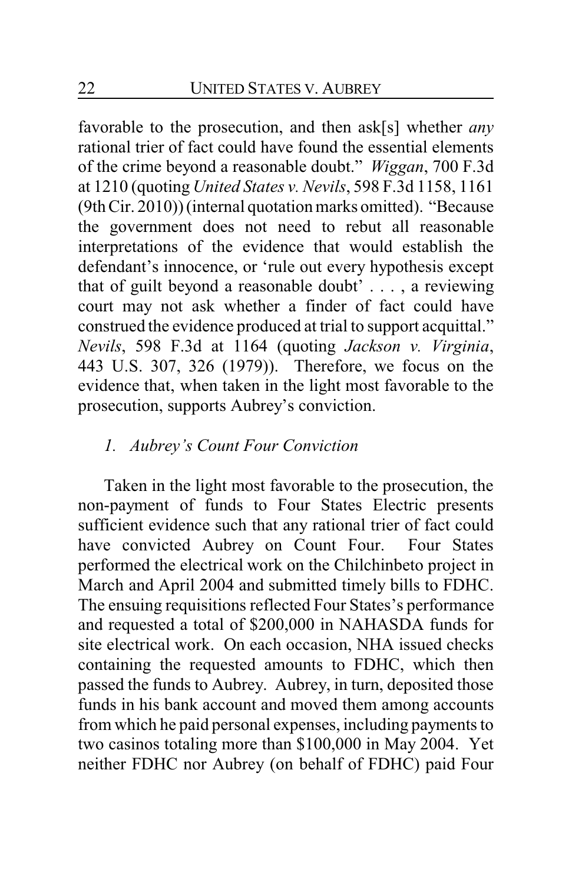favorable to the prosecution, and then ask[s] whether *any* rational trier of fact could have found the essential elements of the crime beyond a reasonable doubt." *Wiggan*, 700 F.3d at 1210 (quoting *United States v. Nevils*, 598 F.3d 1158, 1161 (9th Cir. 2010)) (internal quotation marks omitted). "Because the government does not need to rebut all reasonable interpretations of the evidence that would establish the defendant's innocence, or 'rule out every hypothesis except that of guilt beyond a reasonable doubt' . . . , a reviewing court may not ask whether a finder of fact could have construed the evidence produced at trial to support acquittal." *Nevils*, 598 F.3d at 1164 (quoting *Jackson v. Virginia*, 443 U.S. 307, 326 (1979)). Therefore, we focus on the evidence that, when taken in the light most favorable to the prosecution, supports Aubrey's conviction.

*1. Aubrey's Count Four Conviction*

Taken in the light most favorable to the prosecution, the non-payment of funds to Four States Electric presents sufficient evidence such that any rational trier of fact could have convicted Aubrey on Count Four. Four States performed the electrical work on the Chilchinbeto project in March and April 2004 and submitted timely bills to FDHC. The ensuing requisitions reflected Four States's performance and requested a total of \$200,000 in NAHASDA funds for site electrical work. On each occasion, NHA issued checks containing the requested amounts to FDHC, which then passed the funds to Aubrey. Aubrey, in turn, deposited those funds in his bank account and moved them among accounts from which he paid personal expenses, including payments to two casinos totaling more than \$100,000 in May 2004. Yet neither FDHC nor Aubrey (on behalf of FDHC) paid Four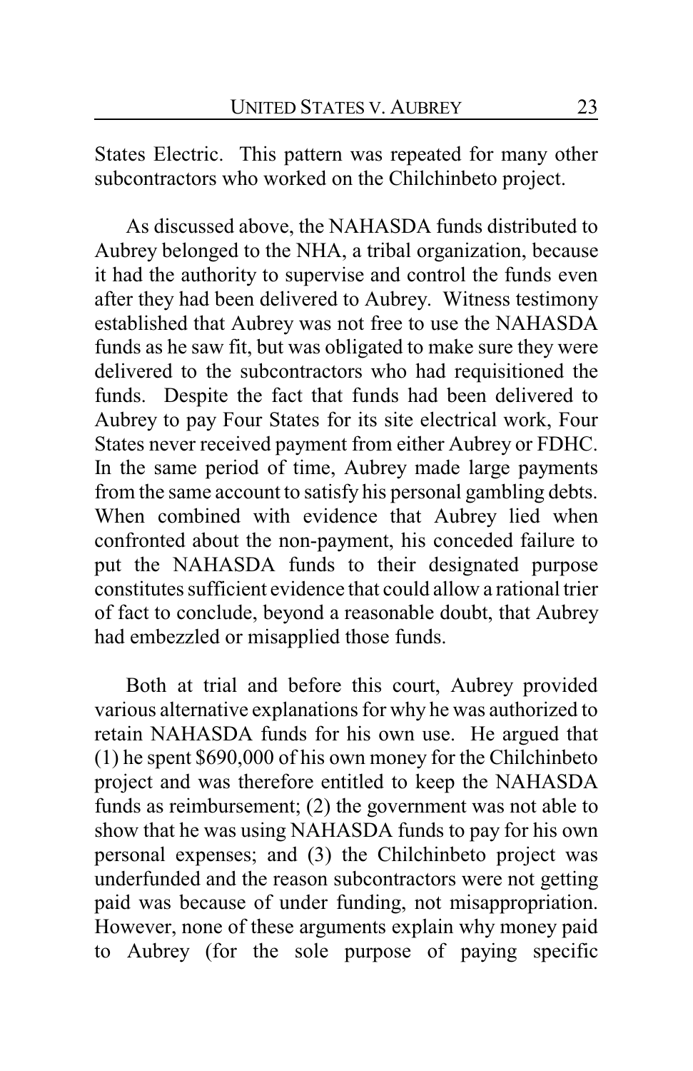States Electric. This pattern was repeated for many other subcontractors who worked on the Chilchinbeto project.

As discussed above, the NAHASDA funds distributed to Aubrey belonged to the NHA, a tribal organization, because it had the authority to supervise and control the funds even after they had been delivered to Aubrey. Witness testimony established that Aubrey was not free to use the NAHASDA funds as he saw fit, but was obligated to make sure they were delivered to the subcontractors who had requisitioned the funds. Despite the fact that funds had been delivered to Aubrey to pay Four States for its site electrical work, Four States never received payment from either Aubrey or FDHC. In the same period of time, Aubrey made large payments from the same account to satisfy his personal gambling debts. When combined with evidence that Aubrey lied when confronted about the non-payment, his conceded failure to put the NAHASDA funds to their designated purpose constitutes sufficient evidence that could allow a rational trier of fact to conclude, beyond a reasonable doubt, that Aubrey had embezzled or misapplied those funds.

Both at trial and before this court, Aubrey provided various alternative explanations for why he was authorized to retain NAHASDA funds for his own use. He argued that (1) he spent $690,000 of his own money for the Chilchinbeto project and was therefore entitled to keep the NAHASDA funds as reimbursement; (2) the government was not able to show that he was using NAHASDA funds to pay for his own personal expenses; and (3) the Chilchinbeto project was underfunded and the reason subcontractors were not getting paid was because of under funding, not misappropriation. However, none of these arguments explain why money paid to Aubrey (for the sole purpose of paying specific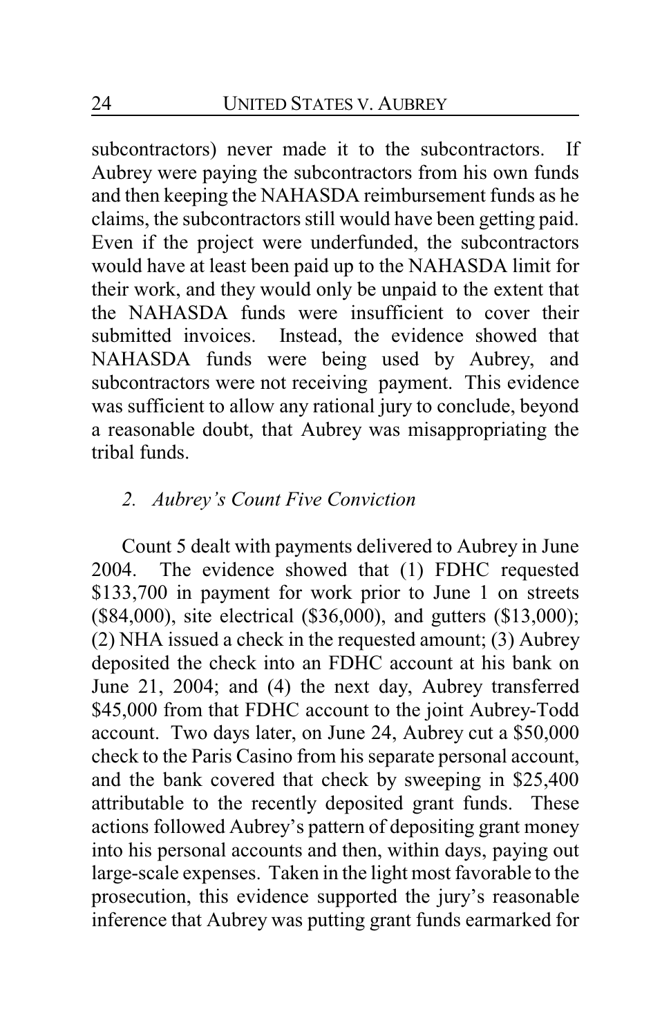subcontractors) never made it to the subcontractors. If Aubrey were paying the subcontractors from his own funds and then keeping the NAHASDA reimbursement funds as he claims, the subcontractors still would have been getting paid. Even if the project were underfunded, the subcontractors would have at least been paid up to the NAHASDA limit for their work, and they would only be unpaid to the extent that the NAHASDA funds were insufficient to cover their submitted invoices. Instead, the evidence showed that NAHASDA funds were being used by Aubrey, and subcontractors were not receiving payment. This evidence was sufficient to allow any rational jury to conclude, beyond a reasonable doubt, that Aubrey was misappropriating the tribal funds.

### *2. Aubrey's Count Five Conviction*

Count 5 dealt with payments delivered to Aubrey in June 2004. The evidence showed that (1) FDHC requested \$133,700 in payment for work prior to June 1 on streets (\$84,000), site electrical (\$36,000), and gutters (\$13,000); (2) NHA issued a check in the requested amount; (3) Aubrey deposited the check into an FDHC account at his bank on June 21, 2004; and (4) the next day, Aubrey transferred \$45,000 from that FDHC account to the joint Aubrey-Todd account. Two days later, on June 24, Aubrey cut a \$50,000 check to the Paris Casino from his separate personal account, and the bank covered that check by sweeping in \$25,400 attributable to the recently deposited grant funds. These actions followed Aubrey's pattern of depositing grant money into his personal accounts and then, within days, paying out large-scale expenses. Taken in the light most favorable to the prosecution, this evidence supported the jury's reasonable inference that Aubrey was putting grant funds earmarked for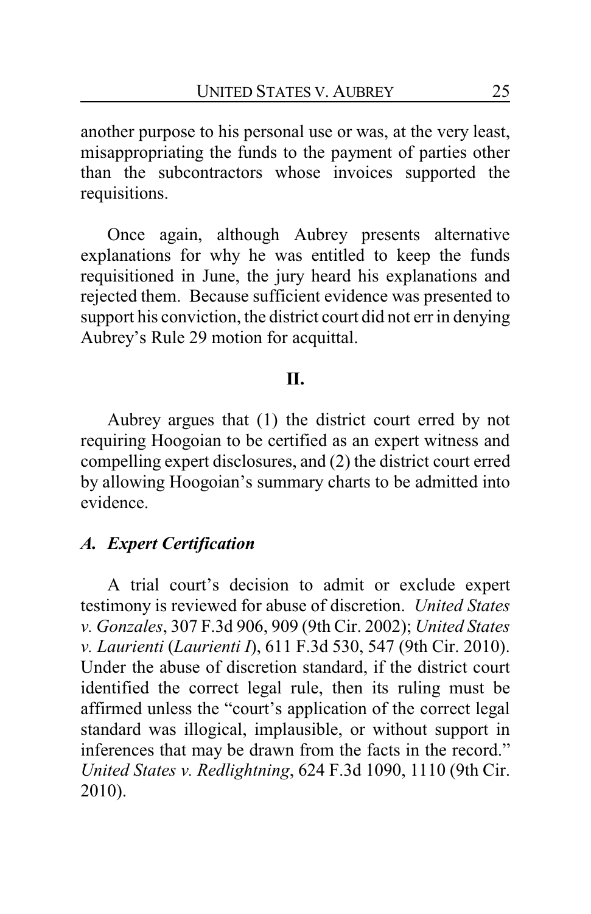another purpose to his personal use or was, at the very least, misappropriating the funds to the payment of parties other than the subcontractors whose invoices supported the requisitions.

Once again, although Aubrey presents alternative explanations for why he was entitled to keep the funds requisitioned in June, the jury heard his explanations and rejected them. Because sufficient evidence was presented to support his conviction, the district court did not err in denying Aubrey's Rule 29 motion for acquittal.

## II.

Aubrey argues that (1) the district court erred by not requiring Hoogoian to be certified as an expert witness and compelling expert disclosures, and (2) the district court erred by allowing Hoogoian's summary charts to be admitted into evidence.

### *A. Expert Certification*

A trial court's decision to admit or exclude expert testimony is reviewed for abuse of discretion. *United States v. Gonzales*, 307 F.3d 906, 909 (9th Cir. 2002); *United States v. Laurienti* (*Laurienti I*), 611 F.3d 530, 547 (9th Cir. 2010). Under the abuse of discretion standard, if the district court identified the correct legal rule, then its ruling must be affirmed unless the "court's application of the correct legal standard was illogical, implausible, or without support in inferences that may be drawn from the facts in the record." *United States v. Redlightning*, 624 F.3d 1090, 1110 (9th Cir. 2010).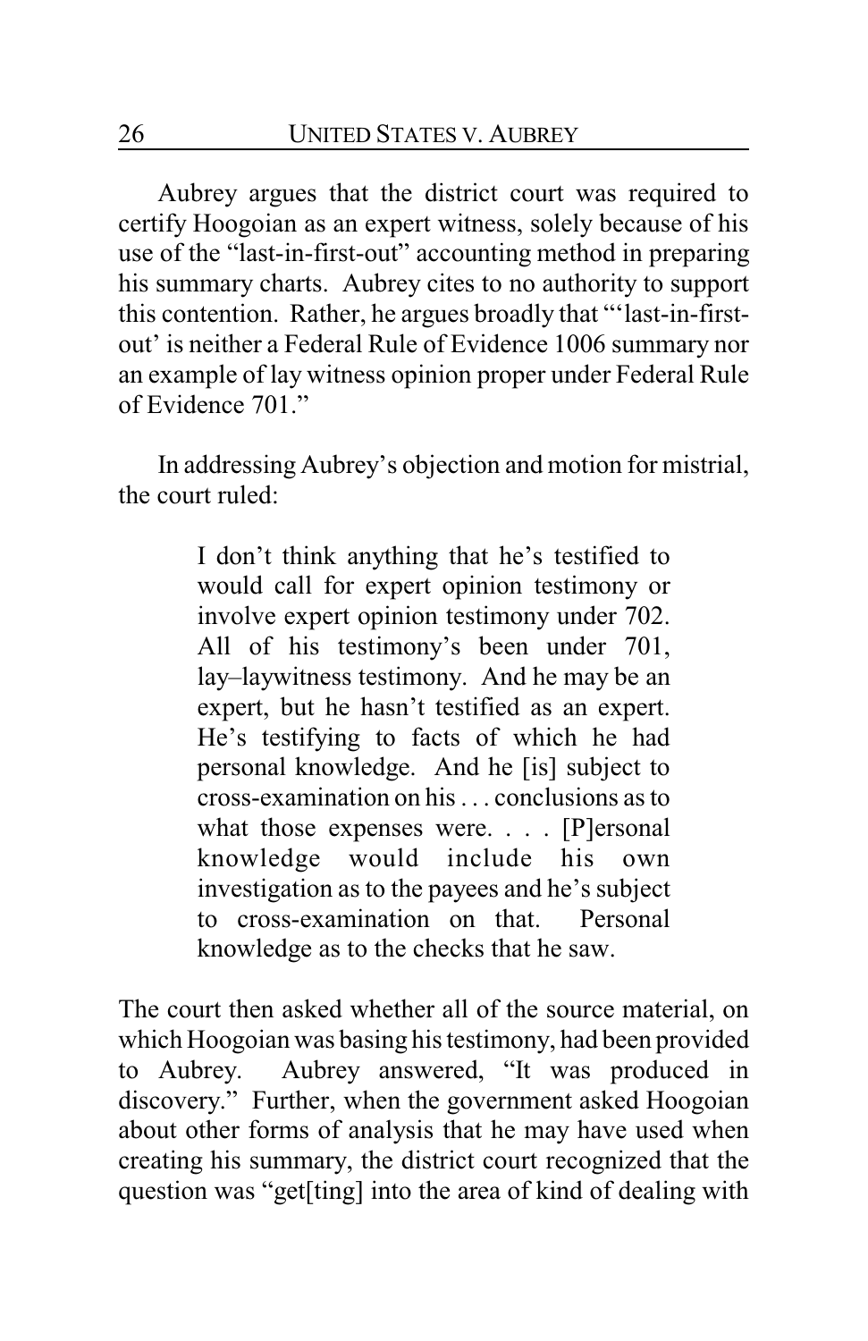Aubrey argues that the district court was required to certify Hoogoian as an expert witness, solely because of his use of the "last-in-first-out" accounting method in preparing his summary charts. Aubrey cites to no authority to support this contention. Rather, he argues broadly that "'last-in-first-out' is neither a Federal Rule of Evidence 1006 summary nor an example of lay witness opinion proper under Federal Rule of Evidence 701."

In addressing Aubrey's objection and motion for mistrial, the court ruled:

> I don't think anything that he's testified to would call for expert opinion testimony or involve expert opinion testimony under 702. All of his testimony's been under 701, lay–laywitness testimony. And he may be an expert, but he hasn't testified as an expert. He's testifying to facts of which he had personal knowledge. And he [is] subject to cross-examination on his . . . conclusions as to what those expenses were. . . . [P]ersonal knowledge would include his own investigation as to the payees and he's subject to cross-examination on that. Personal knowledge as to the checks that he saw.

The court then asked whether all of the source material, on which Hoogoian was basing his testimony, had been provided to Aubrey. Aubrey answered, "It was produced in discovery." Further, when the government asked Hoogoian about other forms of analysis that he may have used when creating his summary, the district court recognized that the question was "get[ting] into the area of kind of dealing with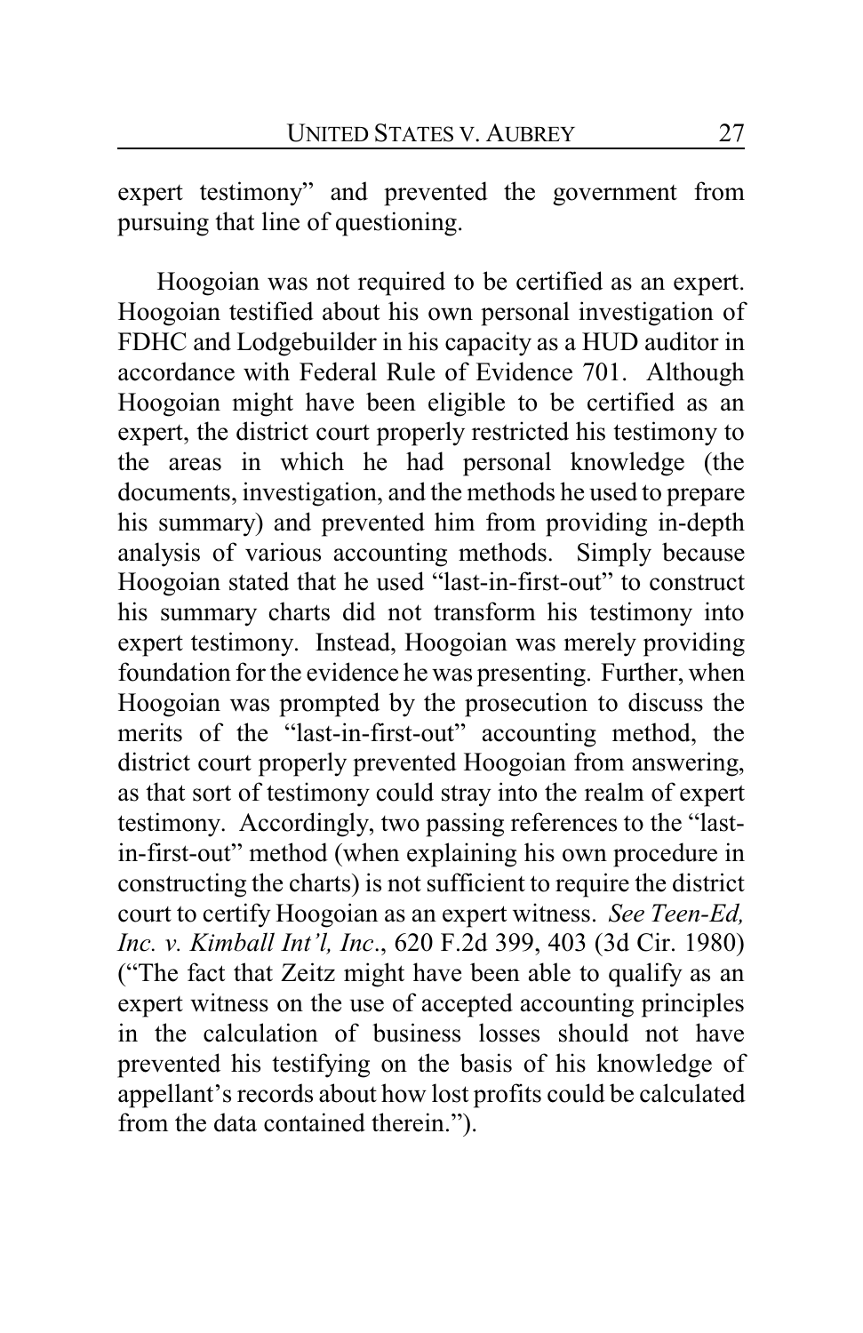expert testimony" and prevented the government from pursuing that line of questioning.

Hoogoian was not required to be certified as an expert. Hoogoian testified about his own personal investigation of FDHC and Lodgebuilder in his capacity as a HUD auditor in accordance with Federal Rule of Evidence 701. Although Hoogoian might have been eligible to be certified as an expert, the district court properly restricted his testimony to the areas in which he had personal knowledge (the documents, investigation, and the methods he used to prepare his summary) and prevented him from providing in-depth analysis of various accounting methods. Simply because Hoogoian stated that he used "last-in-first-out" to construct his summary charts did not transform his testimony into expert testimony. Instead, Hoogoian was merely providing foundation for the evidence he was presenting. Further, when Hoogoian was prompted by the prosecution to discuss the merits of the "last-in-first-out" accounting method, the district court properly prevented Hoogoian from answering, as that sort of testimony could stray into the realm of expert testimony. Accordingly, two passing references to the "last-in-first-out" method (when explaining his own procedure in constructing the charts) is not sufficient to require the district court to certify Hoogoian as an expert witness. *See Teen-Ed, Inc. v. Kimball Int'l, Inc.*, 620 F.2d 399, 403 (3d Cir. 1980) ("The fact that Zeitz might have been able to qualify as an expert witness on the use of accepted accounting principles in the calculation of business losses should not have prevented his testifying on the basis of his knowledge of appellant's records about how lost profits could be calculated from the data contained therein.").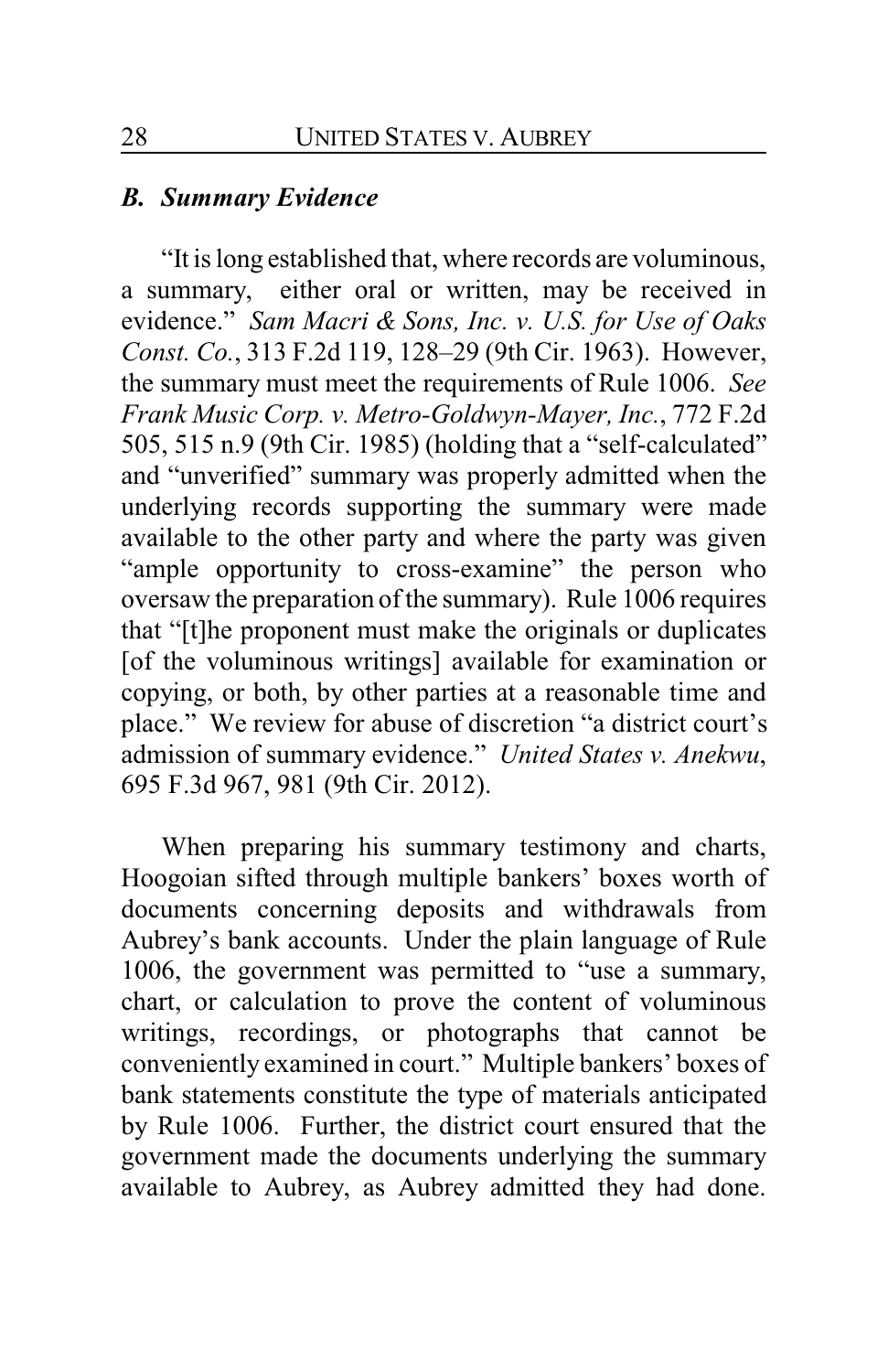### *B. Summary Evidence*

"It is long established that, where records are voluminous, a summary, either oral or written, may be received in evidence." *Sam Macri & Sons, Inc. v. U.S. for Use of Oaks Const. Co.*, 313 F.2d 119, 128–29 (9th Cir. 1963). However, the summary must meet the requirements of Rule 1006. *See Frank Music Corp. v. Metro-Goldwyn-Mayer, Inc.*, 772 F.2d 505, 515 n.9 (9th Cir. 1985) (holding that a "self-calculated" and "unverified" summary was properly admitted when the underlying records supporting the summary were made available to the other party and where the party was given "ample opportunity to cross-examine" the person who oversaw the preparation of the summary). Rule 1006 requires that "[t]he proponent must make the originals or duplicates [of the voluminous writings] available for examination or copying, or both, by other parties at a reasonable time and place." We review for abuse of discretion "a district court's admission of summary evidence." *United States v. Anekwu*, 695 F.3d 967, 981 (9th Cir. 2012).

When preparing his summary testimony and charts, Hoogoian sifted through multiple bankers' boxes worth of documents concerning deposits and withdrawals from Aubrey's bank accounts. Under the plain language of Rule 1006, the government was permitted to "use a summary, chart, or calculation to prove the content of voluminous writings, recordings, or photographs that cannot be conveniently examined in court." Multiple bankers' boxes of bank statements constitute the type of materials anticipated by Rule 1006. Further, the district court ensured that the government made the documents underlying the summary available to Aubrey, as Aubrey admitted they had done.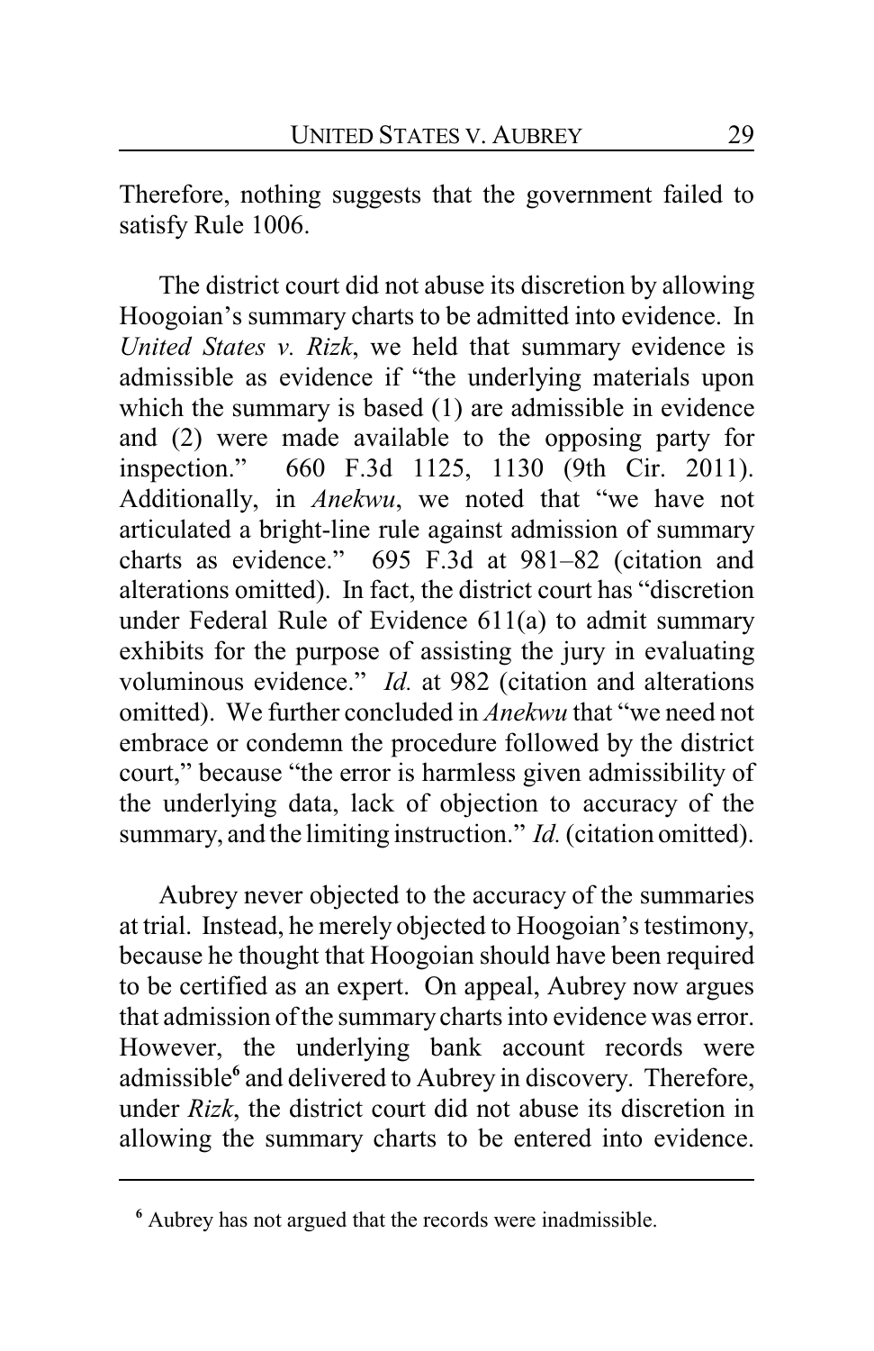Therefore, nothing suggests that the government failed to satisfy Rule 1006.

The district court did not abuse its discretion by allowing Hoogoian's summary charts to be admitted into evidence. In *United States v. Rizk*, we held that summary evidence is admissible as evidence if "the underlying materials upon which the summary is based (1) are admissible in evidence and (2) were made available to the opposing party for inspection." 660 F.3d 1125, 1130 (9th Cir. 2011). Additionally, in *Anekwu*, we noted that "we have not articulated a bright-line rule against admission of summary charts as evidence." 695 F.3d at 981–82 (citation and alterations omitted). In fact, the district court has "discretion under Federal Rule of Evidence 611(a) to admit summary exhibits for the purpose of assisting the jury in evaluating voluminous evidence." *Id.* at 982 (citation and alterations omitted). We further concluded in *Anekwu* that "we need not embrace or condemn the procedure followed by the district court," because "the error is harmless given admissibility of the underlying data, lack of objection to accuracy of the summary, and the limiting instruction." *Id.* (citation omitted).

Aubrey never objected to the accuracy of the summaries at trial. Instead, he merely objected to Hoogoian's testimony, because he thought that Hoogoian should have been required to be certified as an expert. On appeal, Aubrey now argues that admission of the summary charts into evidence was error. However, the underlying bank account records were admissible[6] and delivered to Aubrey in discovery. Therefore, under *Rizk*, the district court did not abuse its discretion in allowing the summary charts to be entered into evidence.

[6] Aubrey has not argued that the records were inadmissible.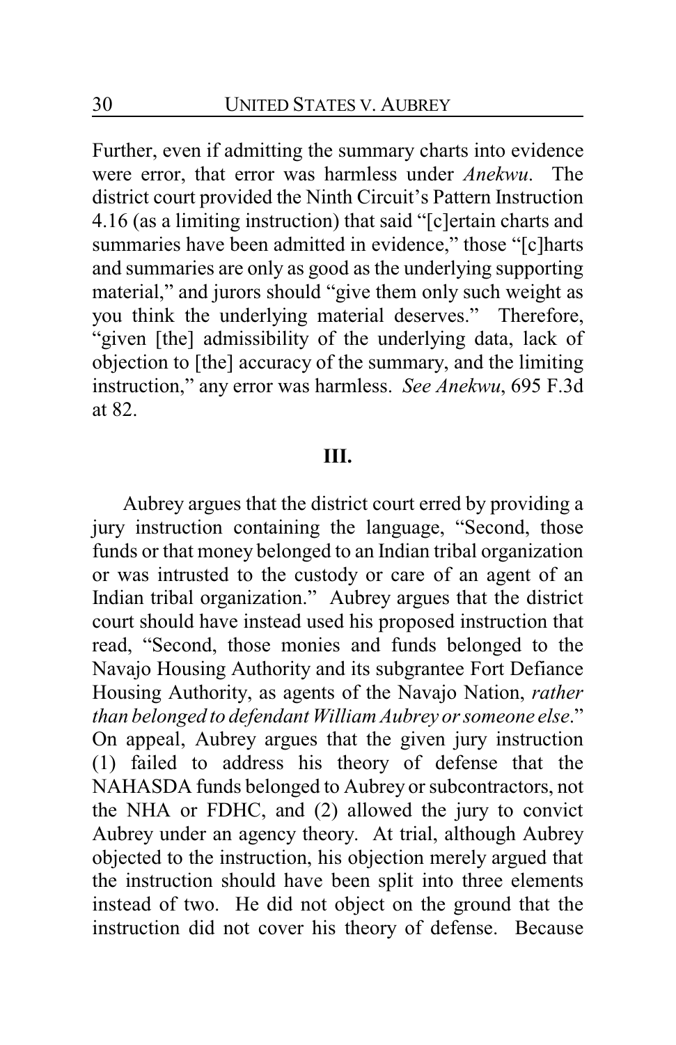Further, even if admitting the summary charts into evidence were error, that error was harmless under *Anekwu*. The district court provided the Ninth Circuit's Pattern Instruction 4.16 (as a limiting instruction) that said "[c]ertain charts and summaries have been admitted in evidence," those "[c]harts and summaries are only as good as the underlying supporting material," and jurors should "give them only such weight as you think the underlying material deserves." Therefore, "given [the] admissibility of the underlying data, lack of objection to [the] accuracy of the summary, and the limiting instruction," any error was harmless. *See Anekwu*, 695 F.3d at 82.

## III.

Aubrey argues that the district court erred by providing a jury instruction containing the language, "Second, those funds or that money belonged to an Indian tribal organization or was intrusted to the custody or care of an agent of an Indian tribal organization." Aubrey argues that the district court should have instead used his proposed instruction that read, "Second, those monies and funds belonged to the Navajo Housing Authority and its subgrantee Fort Defiance Housing Authority, as agents of the Navajo Nation, *rather than belonged to defendant William Aubrey or someone else*." On appeal, Aubrey argues that the given jury instruction (1) failed to address his theory of defense that the NAHASDA funds belonged to Aubrey or subcontractors, not the NHA or FDHC, and (2) allowed the jury to convict Aubrey under an agency theory. At trial, although Aubrey objected to the instruction, his objection merely argued that the instruction should have been split into three elements instead of two. He did not object on the ground that the instruction did not cover his theory of defense. Because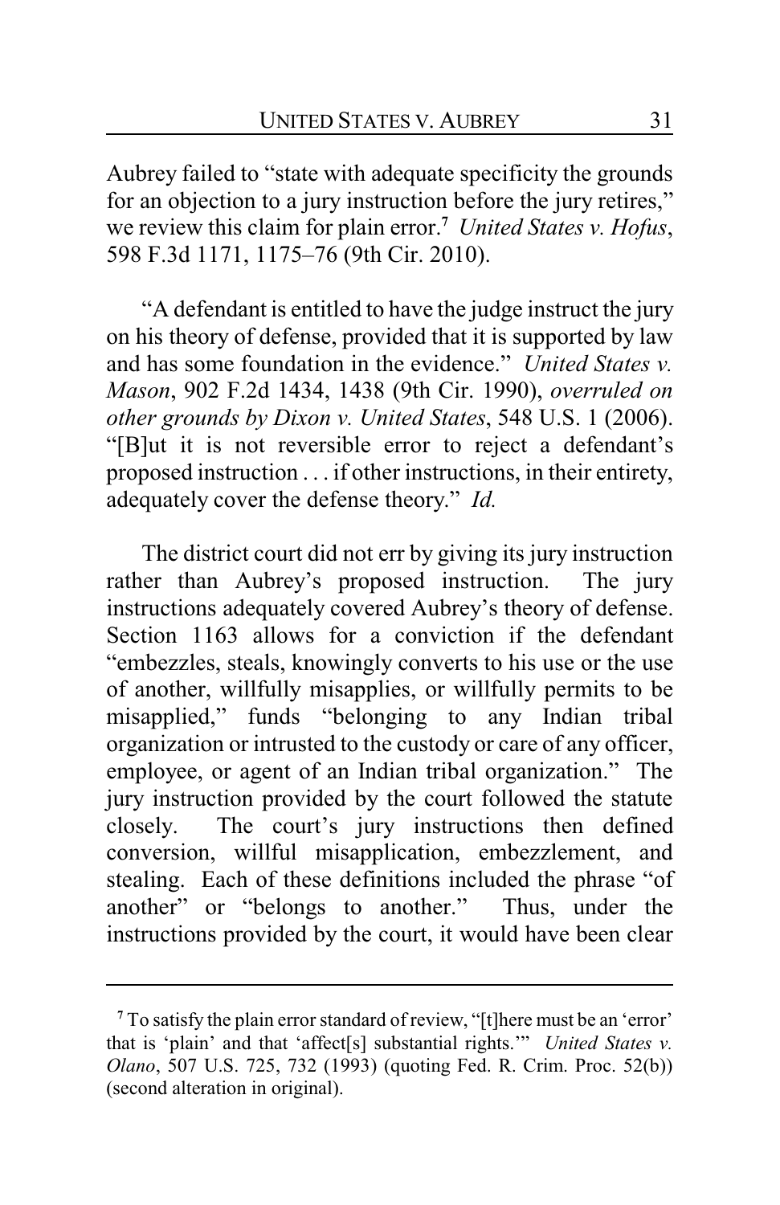Aubrey failed to "state with adequate specificity the grounds for an objection to a jury instruction before the jury retires," we review this claim for plain error.[7] *United States v. Hofus*, 598 F.3d 1171, 1175–76 (9th Cir. 2010).

"A defendant is entitled to have the judge instruct the jury on his theory of defense, provided that it is supported by law and has some foundation in the evidence." *United States v. Mason*, 902 F.2d 1434, 1438 (9th Cir. 1990), *overruled on other grounds by Dixon v. United States*, 548 U.S. 1 (2006). "[B]ut it is not reversible error to reject a defendant's proposed instruction . . . if other instructions, in their entirety, adequately cover the defense theory." *Id.*

The district court did not err by giving its jury instruction rather than Aubrey's proposed instruction. The jury instructions adequately covered Aubrey's theory of defense. Section 1163 allows for a conviction if the defendant "embezzles, steals, knowingly converts to his use or the use of another, willfully misapplies, or willfully permits to be misapplied," funds "belonging to any Indian tribal organization or intrusted to the custody or care of any officer, employee, or agent of an Indian tribal organization." The jury instruction provided by the court followed the statute closely. The court's jury instructions then defined conversion, willful misapplication, embezzlement, and stealing. Each of these definitions included the phrase "of another" or "belongs to another." Thus, under the instructions provided by the court, it would have been clear

---

[7] To satisfy the plain error standard of review, "[t]here must be an 'error' that is 'plain' and that 'affect[s] substantial rights.'" *United States v. Olano*, 507 U.S. 725, 732 (1993) (quoting Fed. R. Crim. Proc. 52(b)) (second alteration in original).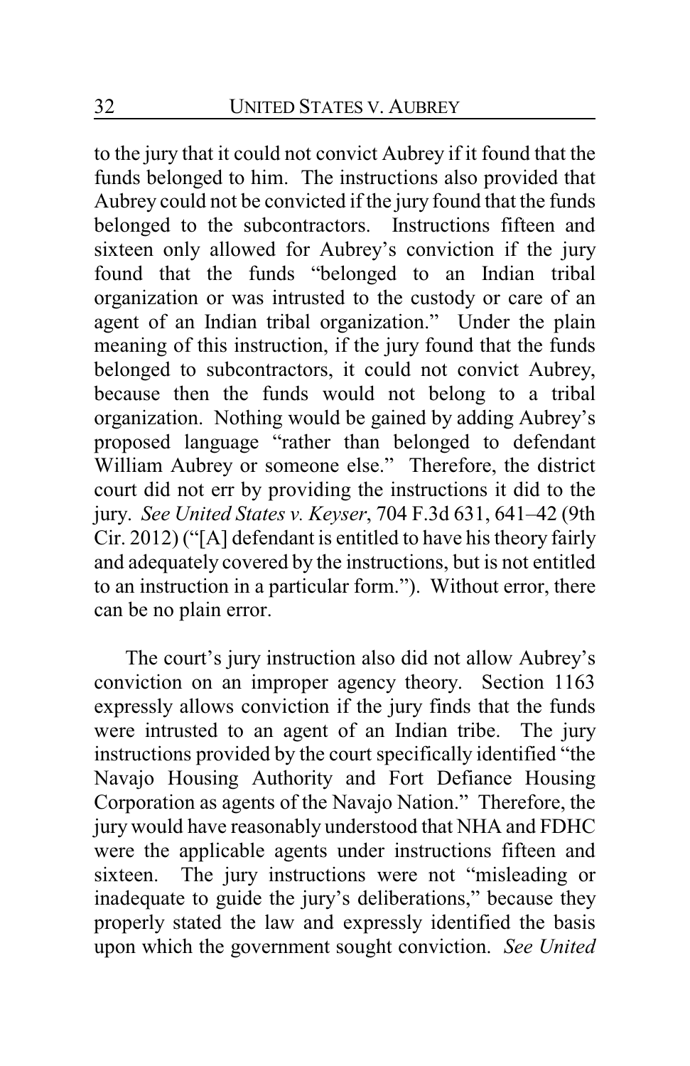to the jury that it could not convict Aubrey if it found that the funds belonged to him. The instructions also provided that Aubrey could not be convicted if the jury found that the funds belonged to the subcontractors. Instructions fifteen and sixteen only allowed for Aubrey's conviction if the jury found that the funds "belonged to an Indian tribal organization or was intrusted to the custody or care of an agent of an Indian tribal organization." Under the plain meaning of this instruction, if the jury found that the funds belonged to subcontractors, it could not convict Aubrey, because then the funds would not belong to a tribal organization. Nothing would be gained by adding Aubrey's proposed language "rather than belonged to defendant William Aubrey or someone else." Therefore, the district court did not err by providing the instructions it did to the jury. *See United States v. Keyser*, 704 F.3d 631, 641–42 (9th Cir. 2012) ("[A] defendant is entitled to have his theory fairly and adequately covered by the instructions, but is not entitled to an instruction in a particular form."). Without error, there can be no plain error.

The court's jury instruction also did not allow Aubrey's conviction on an improper agency theory. Section 1163 expressly allows conviction if the jury finds that the funds were intrusted to an agent of an Indian tribe. The jury instructions provided by the court specifically identified "the Navajo Housing Authority and Fort Defiance Housing Corporation as agents of the Navajo Nation." Therefore, the jury would have reasonably understood that NHA and FDHC were the applicable agents under instructions fifteen and sixteen. The jury instructions were not "misleading or inadequate to guide the jury's deliberations," because they properly stated the law and expressly identified the basis upon which the government sought conviction. *See United*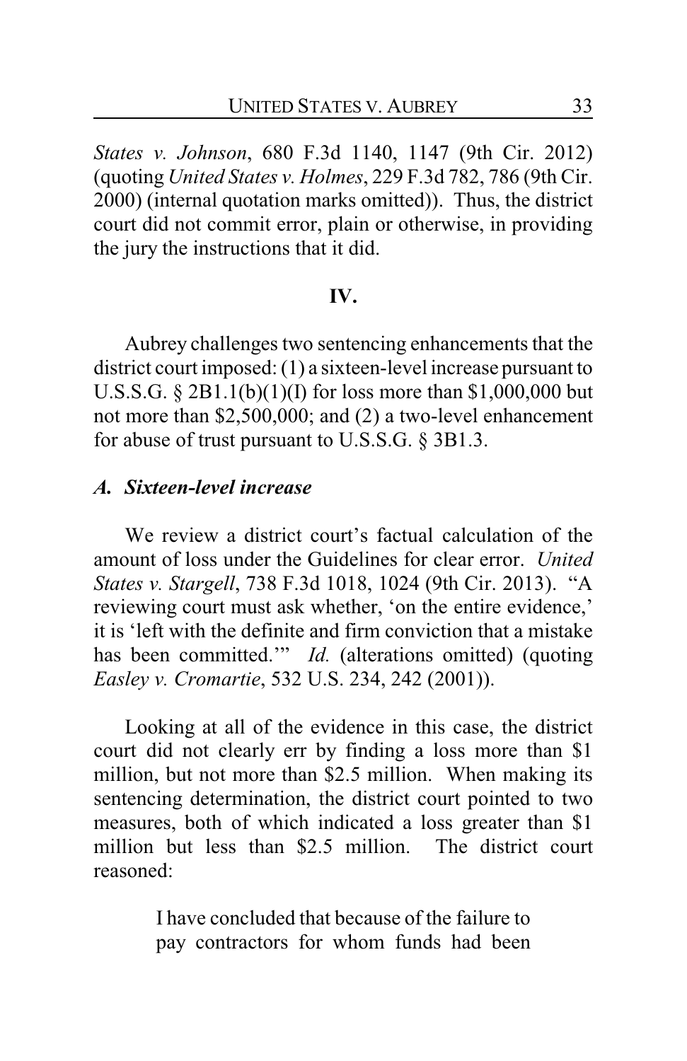*States v. Johnson*, 680 F.3d 1140, 1147 (9th Cir. 2012) (quoting *United States v. Holmes*, 229 F.3d 782, 786 (9th Cir. 2000) (internal quotation marks omitted)). Thus, the district court did not commit error, plain or otherwise, in providing the jury the instructions that it did.

## IV.

Aubrey challenges two sentencing enhancements that the district court imposed: (1) a sixteen-level increase pursuant to U.S.S.G. § 2B1.1(b)(1)(I) for loss more than $1,000,000 but not more than $2,500,000; and (2) a two-level enhancement for abuse of trust pursuant to U.S.S.G. § 3B1.3.

### *A. Sixteen-level increase*

We review a district court's factual calculation of the amount of loss under the Guidelines for clear error. *United States v. Stargell*, 738 F.3d 1018, 1024 (9th Cir. 2013). "A reviewing court must ask whether, 'on the entire evidence,' it is 'left with the definite and firm conviction that a mistake has been committed.'" *Id.* (alterations omitted) (quoting *Easley v. Cromartie*, 532 U.S. 234, 242 (2001)).

Looking at all of the evidence in this case, the district court did not clearly err by finding a loss more than $1 million, but not more than $2.5 million. When making its sentencing determination, the district court pointed to two measures, both of which indicated a loss greater than $1 million but less than $2.5 million. The district court reasoned:

> I have concluded that because of the failure to pay contractors for whom funds had been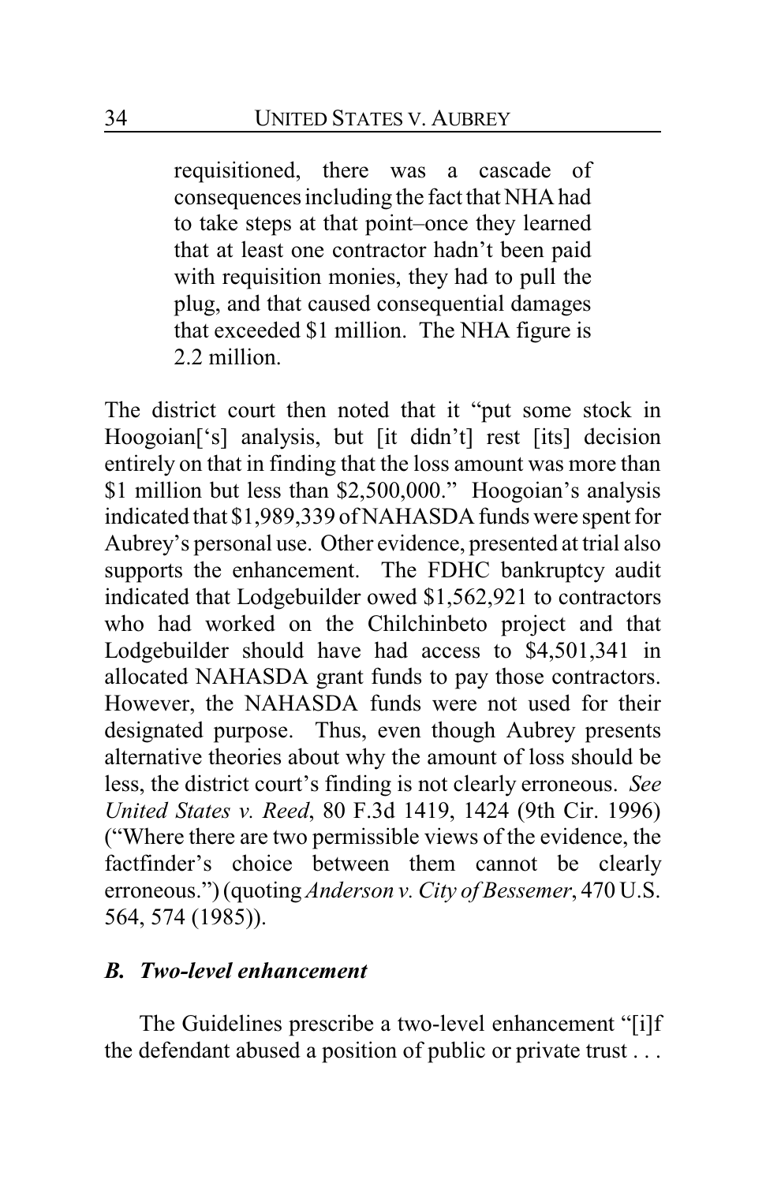> requisitioned, there was a cascade of consequences including the fact that NHA had to take steps at that point–once they learned that at least one contractor hadn't been paid with requisition monies, they had to pull the plug, and that caused consequential damages that exceeded $1 million. The NHA figure is 2.2 million.

The district court then noted that it "put some stock in Hoogoian['s] analysis, but [it didn't] rest [its] decision entirely on that in finding that the loss amount was more than $1 million but less than $2,500,000." Hoogoian's analysis indicated that $1,989,339 of NAHASDA funds were spent for Aubrey's personal use. Other evidence, presented at trial also supports the enhancement. The FDHC bankruptcy audit indicated that Lodgebuilder owed $1,562,921 to contractors who had worked on the Chilchinbeto project and that Lodgebuilder should have had access to $4,501,341 in allocated NAHASDA grant funds to pay those contractors. However, the NAHASDA funds were not used for their designated purpose. Thus, even though Aubrey presents alternative theories about why the amount of loss should be less, the district court's finding is not clearly erroneous. *See United States v. Reed*, 80 F.3d 1419, 1424 (9th Cir. 1996) ("Where there are two permissible views of the evidence, the factfinder's choice between them cannot be clearly erroneous.") (quoting *Anderson v. City of Bessemer*, 470 U.S. 564, 574 (1985)).

### *B. Two-level enhancement*

The Guidelines prescribe a two-level enhancement "[i]f the defendant abused a position of public or private trust . . .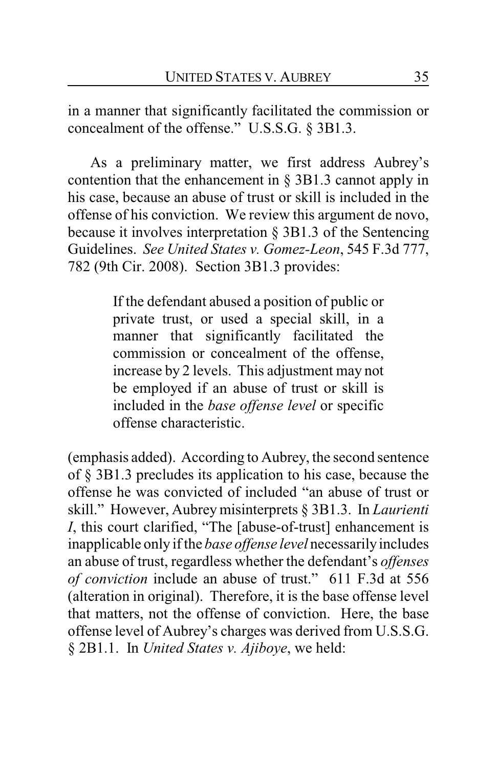in a manner that significantly facilitated the commission or concealment of the offense." U.S.S.G. § 3B1.3.

As a preliminary matter, we first address Aubrey's contention that the enhancement in § 3B1.3 cannot apply in his case, because an abuse of trust or skill is included in the offense of his conviction. We review this argument de novo, because it involves interpretation § 3B1.3 of the Sentencing Guidelines. *See United States v. Gomez-Leon*, 545 F.3d 777, 782 (9th Cir. 2008). Section 3B1.3 provides:

> If the defendant abused a position of public or private trust, or used a special skill, in a manner that significantly facilitated the commission or concealment of the offense, increase by 2 levels. This adjustment may not be employed if an abuse of trust or skill is included in the *base offense level* or specific offense characteristic.

(emphasis added). According to Aubrey, the second sentence of § 3B1.3 precludes its application to his case, because the offense he was convicted of included "an abuse of trust or skill." However, Aubrey misinterprets § 3B1.3. In *Laurienti I*, this court clarified, "The [abuse-of-trust] enhancement is inapplicable only if the *base offense level* necessarily includes an abuse of trust, regardless whether the defendant's *offenses of conviction* include an abuse of trust." 611 F.3d at 556 (alteration in original). Therefore, it is the base offense level that matters, not the offense of conviction. Here, the base offense level of Aubrey's charges was derived from U.S.S.G. § 2B1.1. In *United States v. Ajiboye*, we held: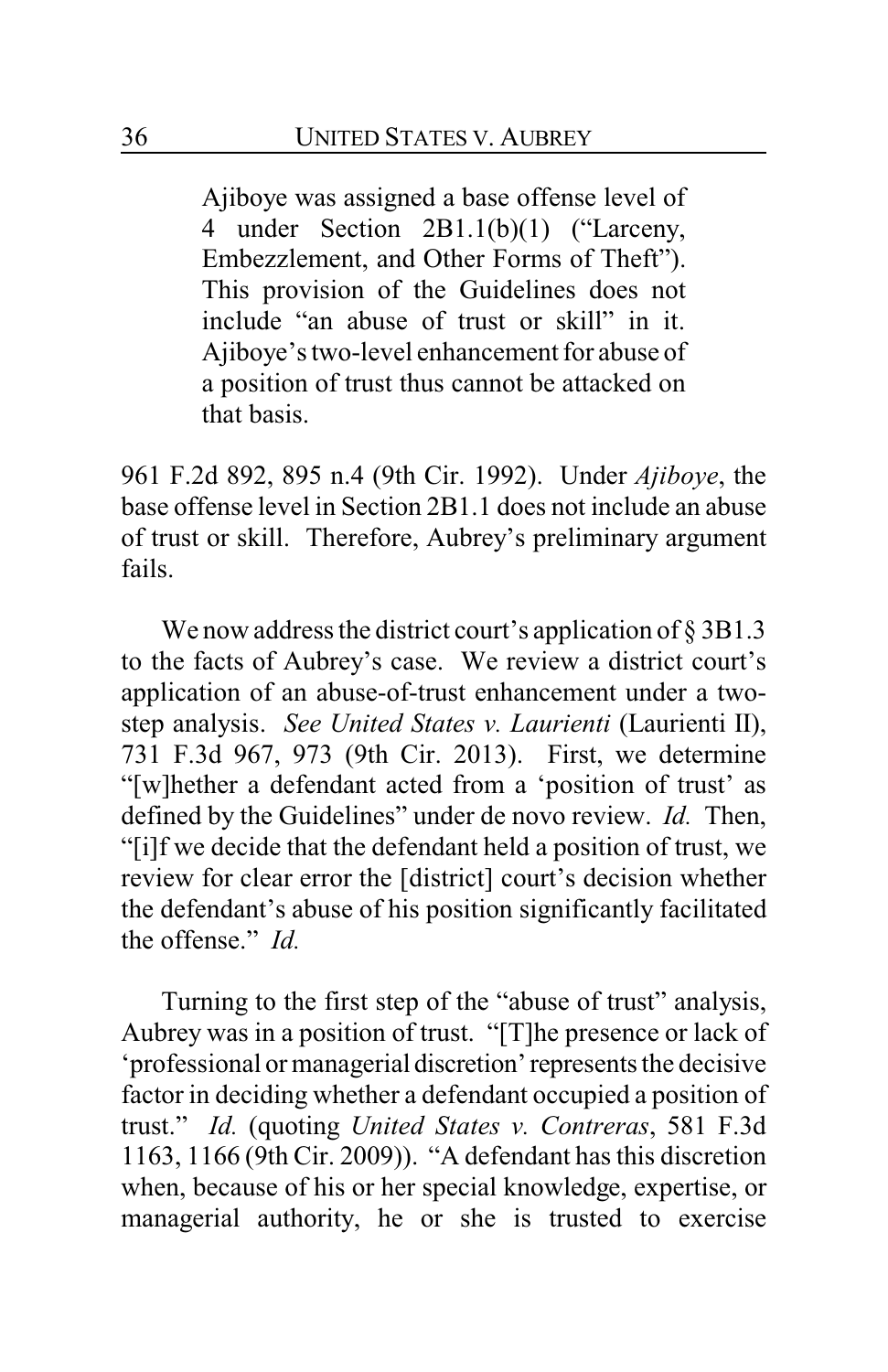> Ajiboye was assigned a base offense level of 4 under Section 2B1.1(b)(1) ("Larceny, Embezzlement, and Other Forms of Theft"). This provision of the Guidelines does not include "an abuse of trust or skill" in it. Ajiboye's two-level enhancement for abuse of a position of trust thus cannot be attacked on that basis.

961 F.2d 892, 895 n.4 (9th Cir. 1992). Under *Ajiboye*, the base offense level in Section 2B1.1 does not include an abuse of trust or skill. Therefore, Aubrey's preliminary argument fails.

We now address the district court's application of § 3B1.3 to the facts of Aubrey's case. We review a district court's application of an abuse-of-trust enhancement under a two-step analysis. *See United States v. Laurienti* (Laurienti II), 731 F.3d 967, 973 (9th Cir. 2013). First, we determine "[w]hether a defendant acted from a 'position of trust' as defined by the Guidelines" under de novo review. *Id.* Then, "[i]f we decide that the defendant held a position of trust, we review for clear error the [district] court's decision whether the defendant's abuse of his position significantly facilitated the offense." *Id.*

Turning to the first step of the "abuse of trust" analysis, Aubrey was in a position of trust. "[T]he presence or lack of 'professional or managerial discretion' represents the decisive factor in deciding whether a defendant occupied a position of trust." *Id.* (quoting *United States v. Contreras*, 581 F.3d 1163, 1166 (9th Cir. 2009)). "A defendant has this discretion when, because of his or her special knowledge, expertise, or managerial authority, he or she is trusted to exercise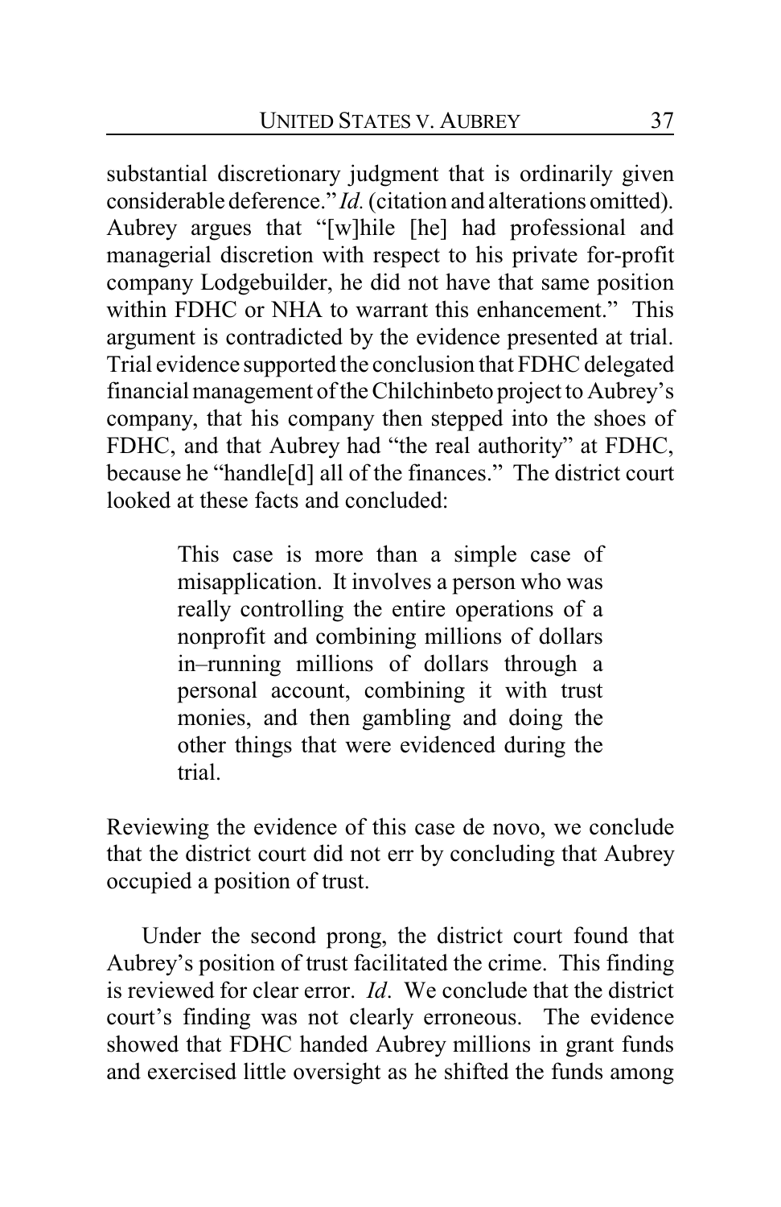substantial discretionary judgment that is ordinarily given considerable deference." *Id.* (citation and alterations omitted). Aubrey argues that "[w]hile [he] had professional and managerial discretion with respect to his private for-profit company Lodgebuilder, he did not have that same position within FDHC or NHA to warrant this enhancement." This argument is contradicted by the evidence presented at trial. Trial evidence supported the conclusion that FDHC delegated financial management of the Chilchinbeto project to Aubrey's company, that his company then stepped into the shoes of FDHC, and that Aubrey had "the real authority" at FDHC, because he "handle[d] all of the finances." The district court looked at these facts and concluded:

> This case is more than a simple case of misapplication. It involves a person who was really controlling the entire operations of a nonprofit and combining millions of dollars in–running millions of dollars through a personal account, combining it with trust monies, and then gambling and doing the other things that were evidenced during the trial.

Reviewing the evidence of this case de novo, we conclude that the district court did not err by concluding that Aubrey occupied a position of trust.

Under the second prong, the district court found that Aubrey's position of trust facilitated the crime. This finding is reviewed for clear error. *Id*. We conclude that the district court's finding was not clearly erroneous. The evidence showed that FDHC handed Aubrey millions in grant funds and exercised little oversight as he shifted the funds among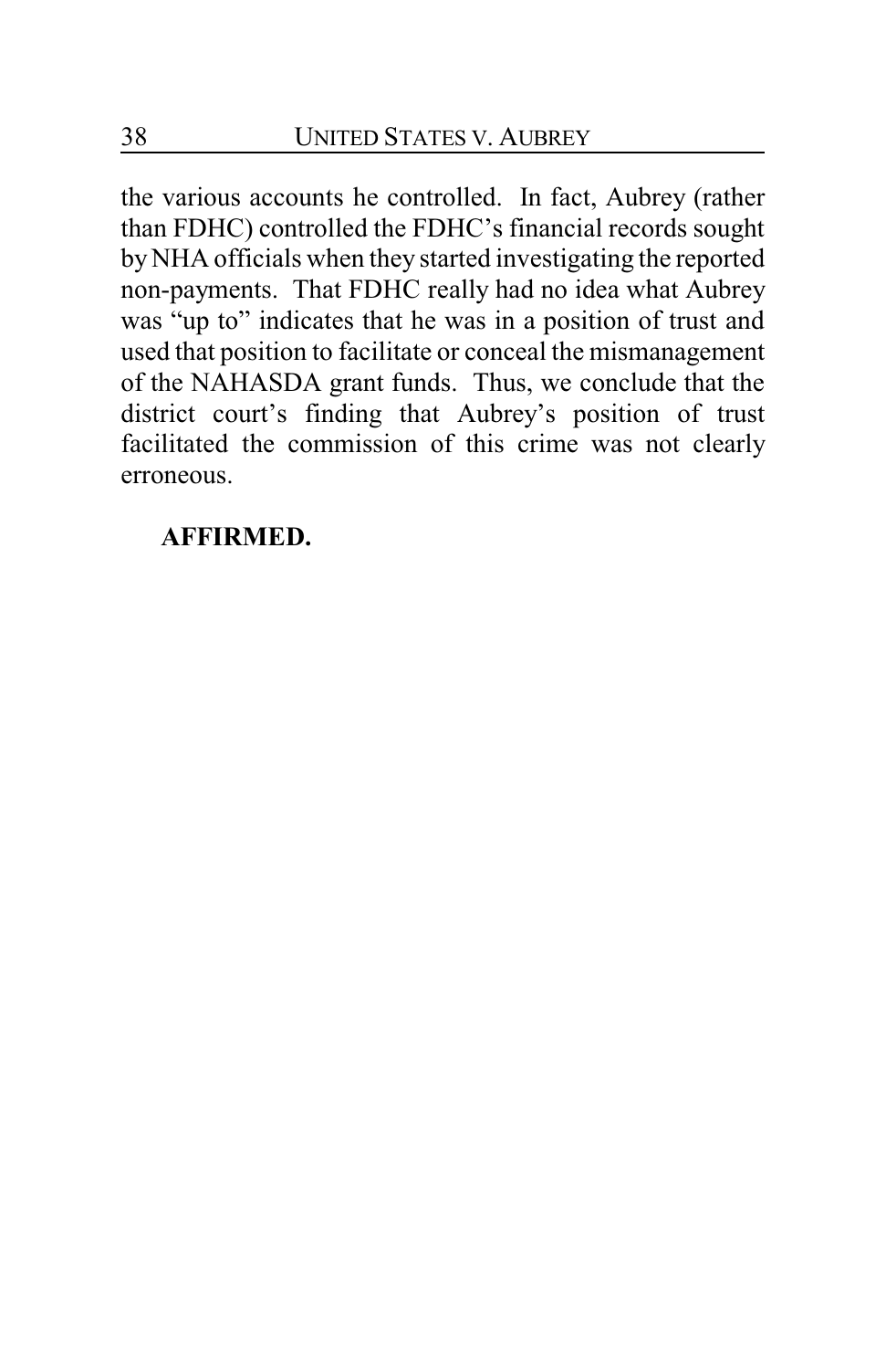the various accounts he controlled. In fact, Aubrey (rather than FDHC) controlled the FDHC's financial records sought by NHA officials when they started investigating the reported non-payments. That FDHC really had no idea what Aubrey was "up to" indicates that he was in a position of trust and used that position to facilitate or conceal the mismanagement of the NAHASDA grant funds. Thus, we conclude that the district court's finding that Aubrey's position of trust facilitated the commission of this crime was not clearly erroneous.

**AFFIRMED.**